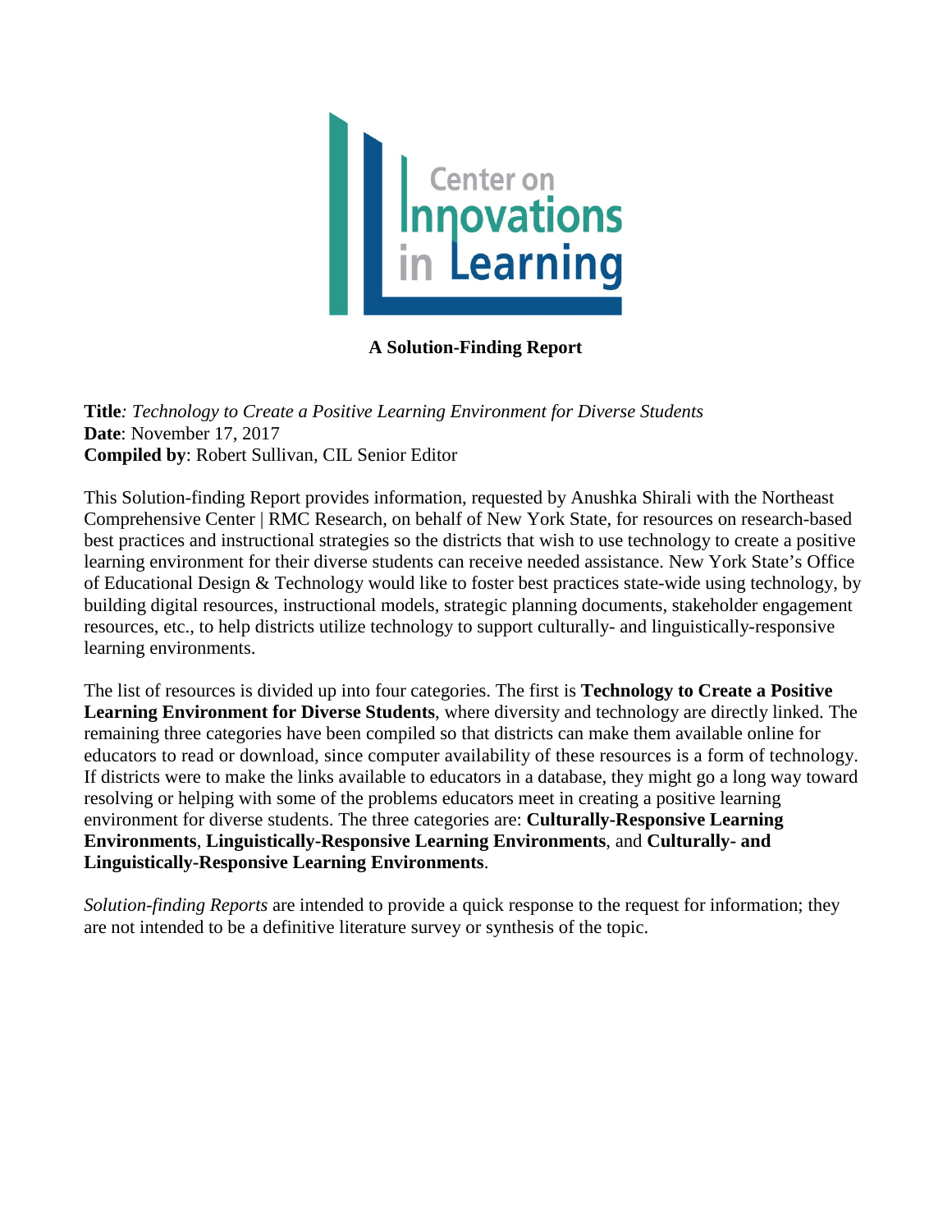Center on Innovations in Learning

**A Solution-Finding Report**

**Title***: Technology to Create a Positive Learning Environment for Diverse Students*
**Date**: November 17, 2017
**Compiled by**: Robert Sullivan, CIL Senior Editor

This Solution-finding Report provides information, requested by Anushka Shirali with the Northeast Comprehensive Center | RMC Research, on behalf of New York State, for resources on research-based best practices and instructional strategies so the districts that wish to use technology to create a positive learning environment for their diverse students can receive needed assistance. New York State's Office of Educational Design & Technology would like to foster best practices state-wide using technology, by building digital resources, instructional models, strategic planning documents, stakeholder engagement resources, etc., to help districts utilize technology to support culturally- and linguistically-responsive learning environments.

The list of resources is divided up into four categories. The first is **Technology to Create a Positive Learning Environment for Diverse Students**, where diversity and technology are directly linked. The remaining three categories have been compiled so that districts can make them available online for educators to read or download, since computer availability of these resources is a form of technology. If districts were to make the links available to educators in a database, they might go a long way toward resolving or helping with some of the problems educators meet in creating a positive learning environment for diverse students. The three categories are: **Culturally-Responsive Learning Environments**, **Linguistically-Responsive Learning Environments**, and **Culturally- and Linguistically-Responsive Learning Environments**.

*Solution-finding Reports* are intended to provide a quick response to the request for information; they are not intended to be a definitive literature survey or synthesis of the topic.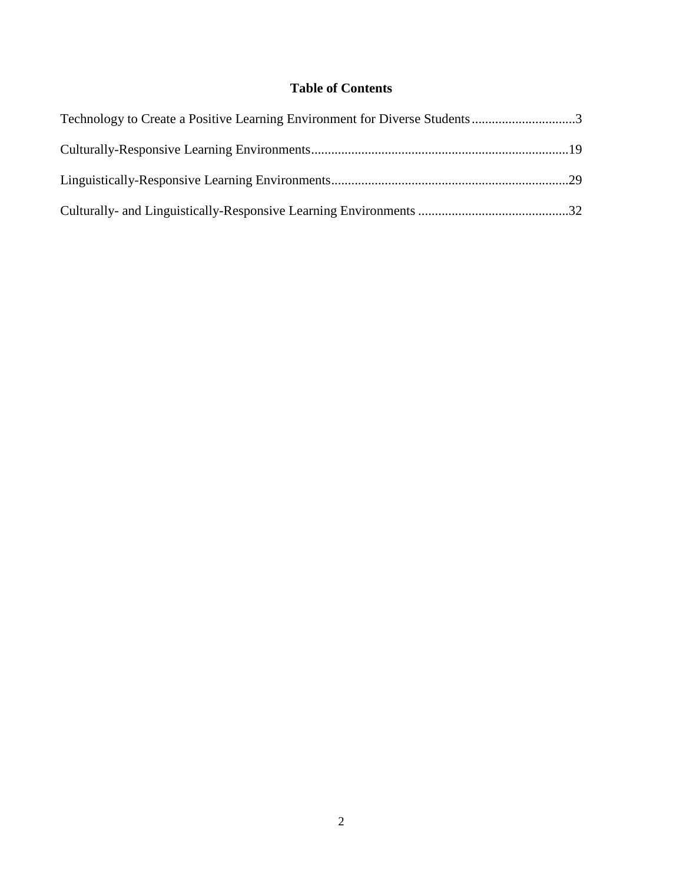# Table of Contents

Technology to Create a Positive Learning Environment for Diverse Students ............................... 3

Culturally-Responsive Learning Environments ............................................................................ 19

Linguistically-Responsive Learning Environments ....................................................................... 29

Culturally- and Linguistically-Responsive Learning Environments ............................................. 32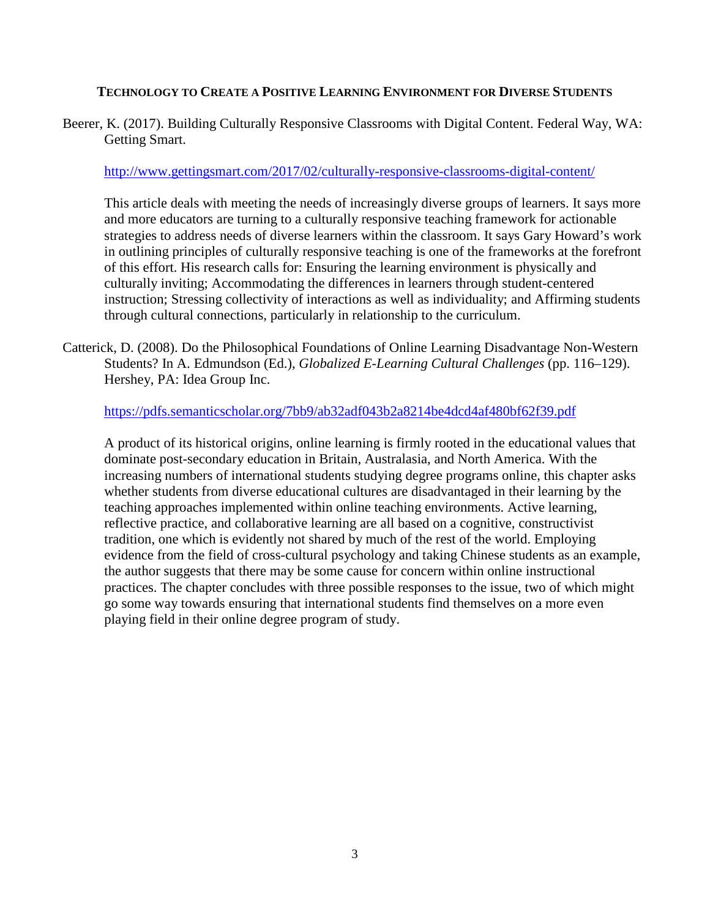## Technology to Create a Positive Learning Environment for Diverse Students

Beerer, K. (2017). Building Culturally Responsive Classrooms with Digital Content. Federal Way, WA: Getting Smart.

http://www.gettingsmart.com/2017/02/culturally-responsive-classrooms-digital-content/

This article deals with meeting the needs of increasingly diverse groups of learners. It says more and more educators are turning to a culturally responsive teaching framework for actionable strategies to address needs of diverse learners within the classroom. It says Gary Howard's work in outlining principles of culturally responsive teaching is one of the frameworks at the forefront of this effort. His research calls for: Ensuring the learning environment is physically and culturally inviting; Accommodating the differences in learners through student-centered instruction; Stressing collectivity of interactions as well as individuality; and Affirming students through cultural connections, particularly in relationship to the curriculum.

Catterick, D. (2008). Do the Philosophical Foundations of Online Learning Disadvantage Non-Western Students? In A. Edmundson (Ed.), *Globalized E-Learning Cultural Challenges* (pp. 116–129). Hershey, PA: Idea Group Inc.

https://pdfs.semanticscholar.org/7bb9/ab32adf043b2a8214be4dcd4af480bf62f39.pdf

A product of its historical origins, online learning is firmly rooted in the educational values that dominate post-secondary education in Britain, Australasia, and North America. With the increasing numbers of international students studying degree programs online, this chapter asks whether students from diverse educational cultures are disadvantaged in their learning by the teaching approaches implemented within online teaching environments. Active learning, reflective practice, and collaborative learning are all based on a cognitive, constructivist tradition, one which is evidently not shared by much of the rest of the world. Employing evidence from the field of cross-cultural psychology and taking Chinese students as an example, the author suggests that there may be some cause for concern within online instructional practices. The chapter concludes with three possible responses to the issue, two of which might go some way towards ensuring that international students find themselves on a more even playing field in their online degree program of study.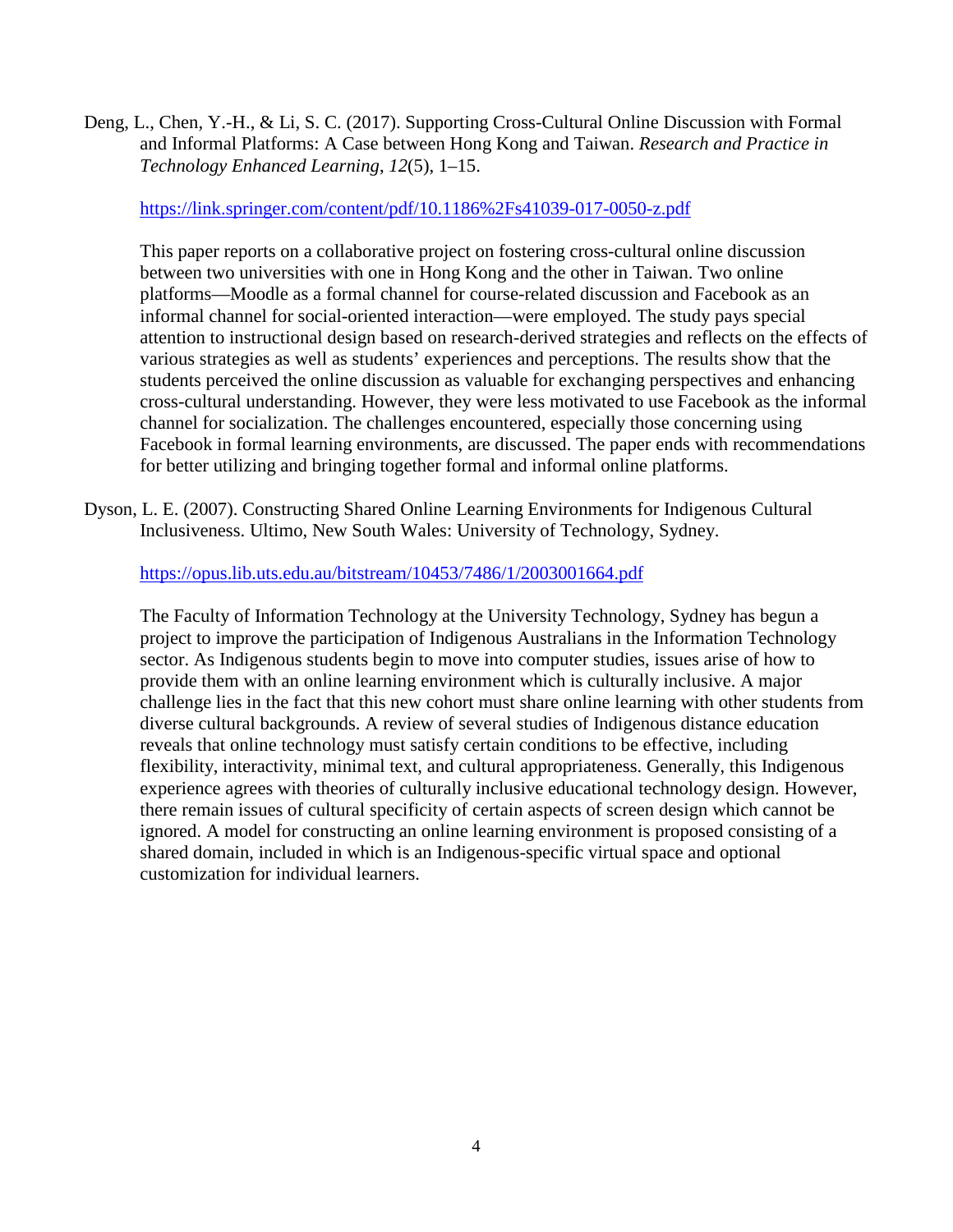Deng, L., Chen, Y.-H., & Li, S. C. (2017). Supporting Cross-Cultural Online Discussion with Formal and Informal Platforms: A Case between Hong Kong and Taiwan. *Research and Practice in Technology Enhanced Learning*, *12*(5), 1–15.

https://link.springer.com/content/pdf/10.1186%2Fs41039-017-0050-z.pdf

This paper reports on a collaborative project on fostering cross-cultural online discussion between two universities with one in Hong Kong and the other in Taiwan. Two online platforms—Moodle as a formal channel for course-related discussion and Facebook as an informal channel for social-oriented interaction—were employed. The study pays special attention to instructional design based on research-derived strategies and reflects on the effects of various strategies as well as students' experiences and perceptions. The results show that the students perceived the online discussion as valuable for exchanging perspectives and enhancing cross-cultural understanding. However, they were less motivated to use Facebook as the informal channel for socialization. The challenges encountered, especially those concerning using Facebook in formal learning environments, are discussed. The paper ends with recommendations for better utilizing and bringing together formal and informal online platforms.

Dyson, L. E. (2007). Constructing Shared Online Learning Environments for Indigenous Cultural Inclusiveness. Ultimo, New South Wales: University of Technology, Sydney.

https://opus.lib.uts.edu.au/bitstream/10453/7486/1/2003001664.pdf

The Faculty of Information Technology at the University Technology, Sydney has begun a project to improve the participation of Indigenous Australians in the Information Technology sector. As Indigenous students begin to move into computer studies, issues arise of how to provide them with an online learning environment which is culturally inclusive. A major challenge lies in the fact that this new cohort must share online learning with other students from diverse cultural backgrounds. A review of several studies of Indigenous distance education reveals that online technology must satisfy certain conditions to be effective, including flexibility, interactivity, minimal text, and cultural appropriateness. Generally, this Indigenous experience agrees with theories of culturally inclusive educational technology design. However, there remain issues of cultural specificity of certain aspects of screen design which cannot be ignored. A model for constructing an online learning environment is proposed consisting of a shared domain, included in which is an Indigenous-specific virtual space and optional customization for individual learners.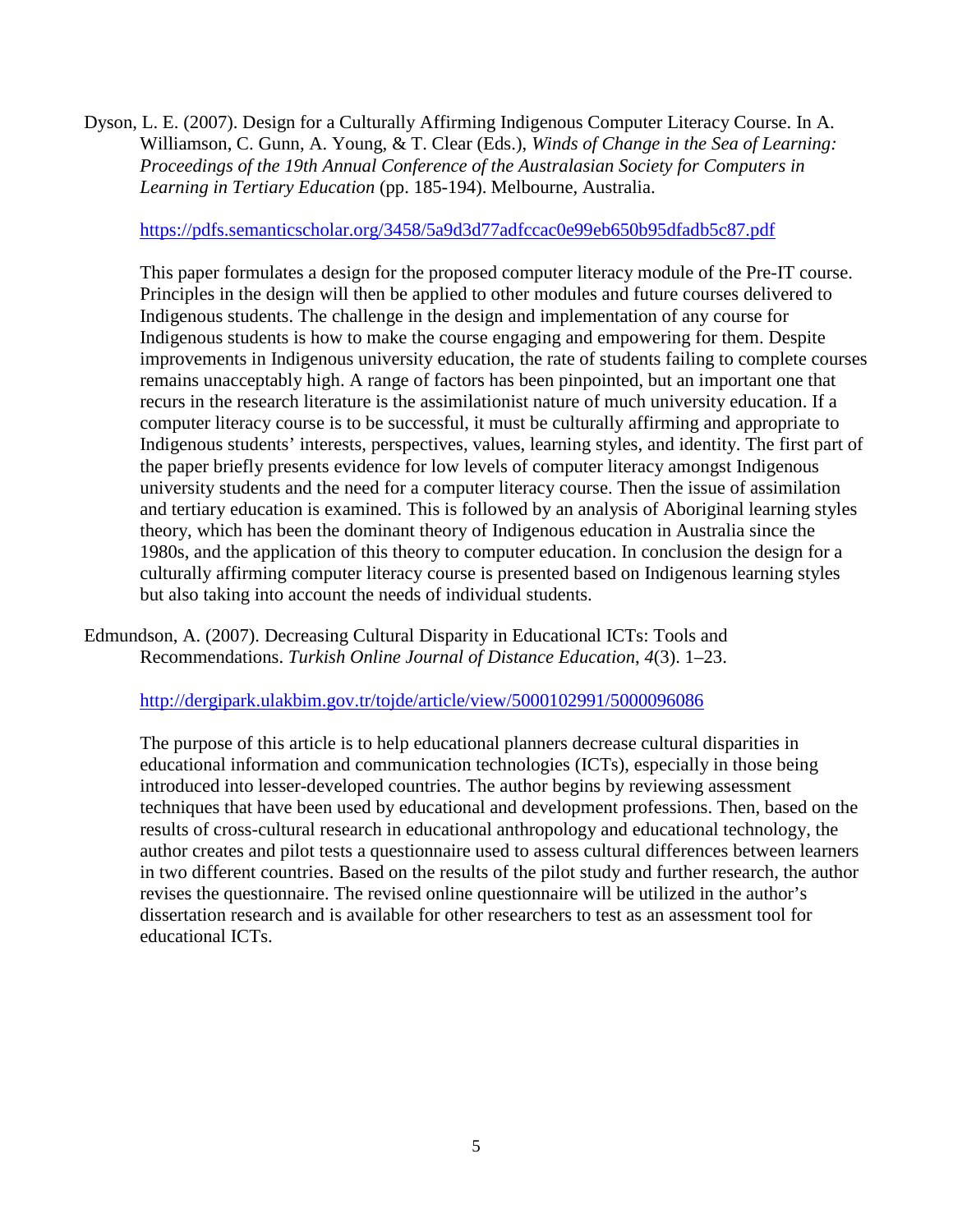Dyson, L. E. (2007). Design for a Culturally Affirming Indigenous Computer Literacy Course. In A. Williamson, C. Gunn, A. Young, & T. Clear (Eds.), *Winds of Change in the Sea of Learning: Proceedings of the 19th Annual Conference of the Australasian Society for Computers in Learning in Tertiary Education* (pp. 185-194). Melbourne, Australia.

https://pdfs.semanticscholar.org/3458/5a9d3d77adfccac0e99eb650b95dfadb5c87.pdf

This paper formulates a design for the proposed computer literacy module of the Pre-IT course. Principles in the design will then be applied to other modules and future courses delivered to Indigenous students. The challenge in the design and implementation of any course for Indigenous students is how to make the course engaging and empowering for them. Despite improvements in Indigenous university education, the rate of students failing to complete courses remains unacceptably high. A range of factors has been pinpointed, but an important one that recurs in the research literature is the assimilationist nature of much university education. If a computer literacy course is to be successful, it must be culturally affirming and appropriate to Indigenous students' interests, perspectives, values, learning styles, and identity. The first part of the paper briefly presents evidence for low levels of computer literacy amongst Indigenous university students and the need for a computer literacy course. Then the issue of assimilation and tertiary education is examined. This is followed by an analysis of Aboriginal learning styles theory, which has been the dominant theory of Indigenous education in Australia since the 1980s, and the application of this theory to computer education. In conclusion the design for a culturally affirming computer literacy course is presented based on Indigenous learning styles but also taking into account the needs of individual students.

Edmundson, A. (2007). Decreasing Cultural Disparity in Educational ICTs: Tools and Recommendations. *Turkish Online Journal of Distance Education*, *4*(3). 1–23.

http://dergipark.ulakbim.gov.tr/tojde/article/view/5000102991/5000096086

The purpose of this article is to help educational planners decrease cultural disparities in educational information and communication technologies (ICTs), especially in those being introduced into lesser-developed countries. The author begins by reviewing assessment techniques that have been used by educational and development professions. Then, based on the results of cross-cultural research in educational anthropology and educational technology, the author creates and pilot tests a questionnaire used to assess cultural differences between learners in two different countries. Based on the results of the pilot study and further research, the author revises the questionnaire. The revised online questionnaire will be utilized in the author's dissertation research and is available for other researchers to test as an assessment tool for educational ICTs.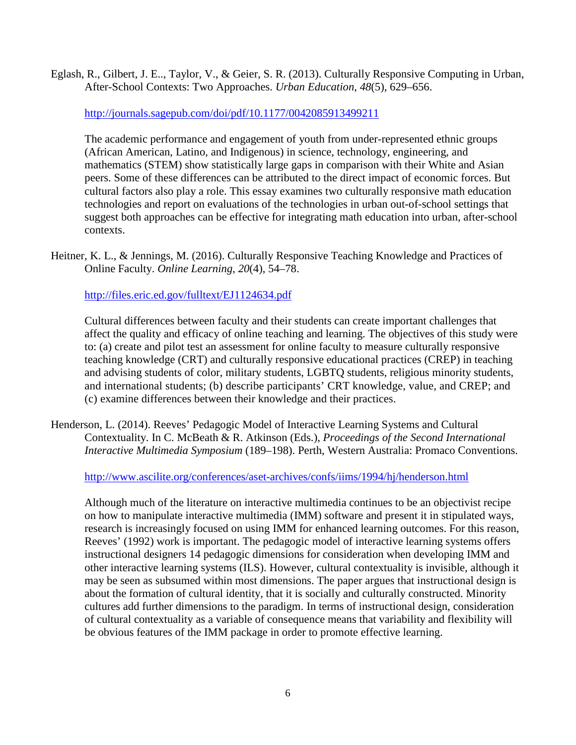Eglash, R., Gilbert, J. E.., Taylor, V., & Geier, S. R. (2013). Culturally Responsive Computing in Urban, After-School Contexts: Two Approaches. *Urban Education*, *48*(5), 629–656.

http://journals.sagepub.com/doi/pdf/10.1177/0042085913499211

The academic performance and engagement of youth from under-represented ethnic groups (African American, Latino, and Indigenous) in science, technology, engineering, and mathematics (STEM) show statistically large gaps in comparison with their White and Asian peers. Some of these differences can be attributed to the direct impact of economic forces. But cultural factors also play a role. This essay examines two culturally responsive math education technologies and report on evaluations of the technologies in urban out-of-school settings that suggest both approaches can be effective for integrating math education into urban, after-school contexts.

Heitner, K. L., & Jennings, M. (2016). Culturally Responsive Teaching Knowledge and Practices of Online Faculty. *Online Learning*, *20*(4), 54–78.

http://files.eric.ed.gov/fulltext/EJ1124634.pdf

Cultural differences between faculty and their students can create important challenges that affect the quality and efficacy of online teaching and learning. The objectives of this study were to: (a) create and pilot test an assessment for online faculty to measure culturally responsive teaching knowledge (CRT) and culturally responsive educational practices (CREP) in teaching and advising students of color, military students, LGBTQ students, religious minority students, and international students; (b) describe participants' CRT knowledge, value, and CREP; and (c) examine differences between their knowledge and their practices.

Henderson, L. (2014). Reeves' Pedagogic Model of Interactive Learning Systems and Cultural Contextuality. In C. McBeath & R. Atkinson (Eds.), *Proceedings of the Second International Interactive Multimedia Symposium* (189–198). Perth, Western Australia: Promaco Conventions.

http://www.ascilite.org/conferences/aset-archives/confs/iims/1994/hj/henderson.html

Although much of the literature on interactive multimedia continues to be an objectivist recipe on how to manipulate interactive multimedia (IMM) software and present it in stipulated ways, research is increasingly focused on using IMM for enhanced learning outcomes. For this reason, Reeves' (1992) work is important. The pedagogic model of interactive learning systems offers instructional designers 14 pedagogic dimensions for consideration when developing IMM and other interactive learning systems (ILS). However, cultural contextuality is invisible, although it may be seen as subsumed within most dimensions. The paper argues that instructional design is about the formation of cultural identity, that it is socially and culturally constructed. Minority cultures add further dimensions to the paradigm. In terms of instructional design, consideration of cultural contextuality as a variable of consequence means that variability and flexibility will be obvious features of the IMM package in order to promote effective learning.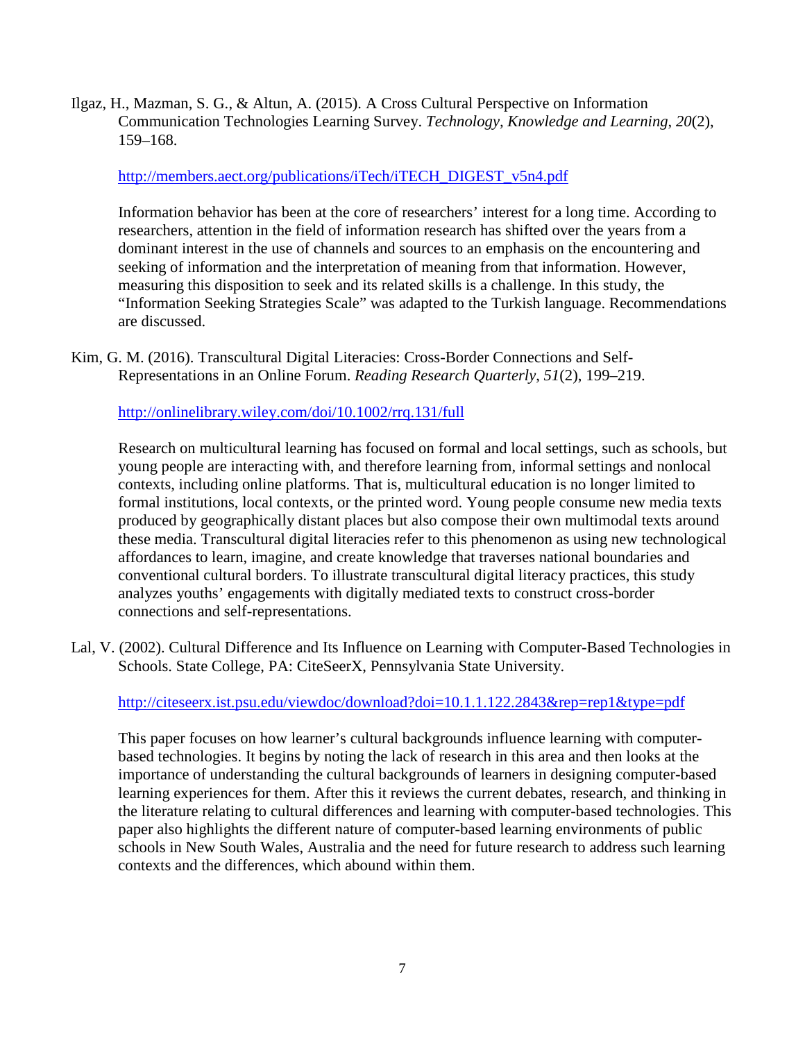Ilgaz, H., Mazman, S. G., & Altun, A. (2015). A Cross Cultural Perspective on Information Communication Technologies Learning Survey. *Technology, Knowledge and Learning*, *20*(2), 159–168.

http://members.aect.org/publications/iTech/iTECH_DIGEST_v5n4.pdf

Information behavior has been at the core of researchers' interest for a long time. According to researchers, attention in the field of information research has shifted over the years from a dominant interest in the use of channels and sources to an emphasis on the encountering and seeking of information and the interpretation of meaning from that information. However, measuring this disposition to seek and its related skills is a challenge. In this study, the "Information Seeking Strategies Scale" was adapted to the Turkish language. Recommendations are discussed.

Kim, G. M. (2016). Transcultural Digital Literacies: Cross-Border Connections and Self-Representations in an Online Forum. *Reading Research Quarterly*, *51*(2), 199–219.

http://onlinelibrary.wiley.com/doi/10.1002/rrq.131/full

Research on multicultural learning has focused on formal and local settings, such as schools, but young people are interacting with, and therefore learning from, informal settings and nonlocal contexts, including online platforms. That is, multicultural education is no longer limited to formal institutions, local contexts, or the printed word. Young people consume new media texts produced by geographically distant places but also compose their own multimodal texts around these media. Transcultural digital literacies refer to this phenomenon as using new technological affordances to learn, imagine, and create knowledge that traverses national boundaries and conventional cultural borders. To illustrate transcultural digital literacy practices, this study analyzes youths' engagements with digitally mediated texts to construct cross-border connections and self-representations.

Lal, V. (2002). Cultural Difference and Its Influence on Learning with Computer-Based Technologies in Schools. State College, PA: CiteSeerX, Pennsylvania State University.

http://citeseerx.ist.psu.edu/viewdoc/download?doi=10.1.1.122.2843&rep=rep1&type=pdf

This paper focuses on how learner's cultural backgrounds influence learning with computer-based technologies. It begins by noting the lack of research in this area and then looks at the importance of understanding the cultural backgrounds of learners in designing computer-based learning experiences for them. After this it reviews the current debates, research, and thinking in the literature relating to cultural differences and learning with computer-based technologies. This paper also highlights the different nature of computer-based learning environments of public schools in New South Wales, Australia and the need for future research to address such learning contexts and the differences, which abound within them.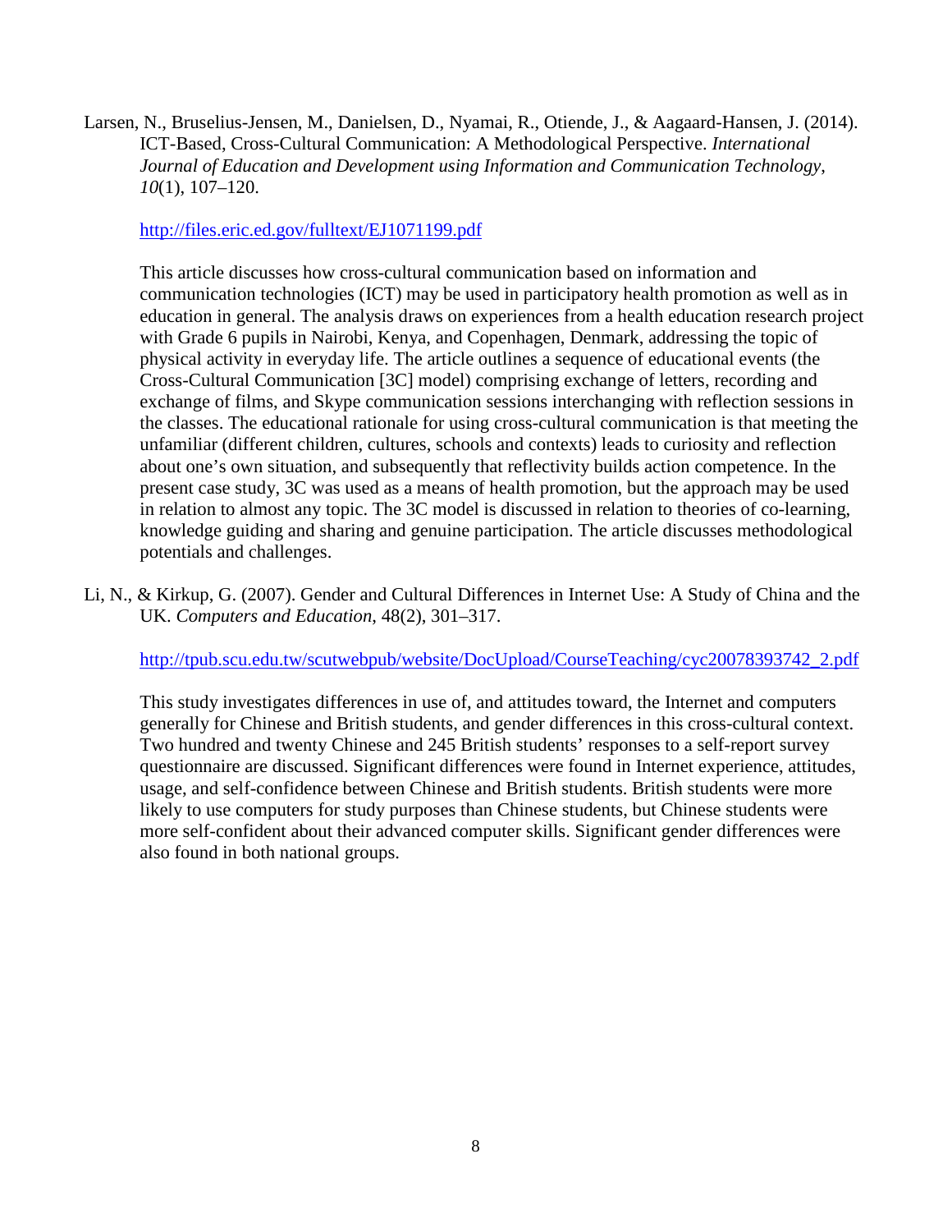Larsen, N., Bruselius-Jensen, M., Danielsen, D., Nyamai, R., Otiende, J., & Aagaard-Hansen, J. (2014). ICT-Based, Cross-Cultural Communication: A Methodological Perspective. *International Journal of Education and Development using Information and Communication Technology, 10*(1), 107–120.

http://files.eric.ed.gov/fulltext/EJ1071199.pdf

This article discusses how cross-cultural communication based on information and communication technologies (ICT) may be used in participatory health promotion as well as in education in general. The analysis draws on experiences from a health education research project with Grade 6 pupils in Nairobi, Kenya, and Copenhagen, Denmark, addressing the topic of physical activity in everyday life. The article outlines a sequence of educational events (the Cross-Cultural Communication [3C] model) comprising exchange of letters, recording and exchange of films, and Skype communication sessions interchanging with reflection sessions in the classes. The educational rationale for using cross-cultural communication is that meeting the unfamiliar (different children, cultures, schools and contexts) leads to curiosity and reflection about one's own situation, and subsequently that reflectivity builds action competence. In the present case study, 3C was used as a means of health promotion, but the approach may be used in relation to almost any topic. The 3C model is discussed in relation to theories of co-learning, knowledge guiding and sharing and genuine participation. The article discusses methodological potentials and challenges.

Li, N., & Kirkup, G. (2007). Gender and Cultural Differences in Internet Use: A Study of China and the UK. *Computers and Education*, 48(2), 301–317.

http://tpub.scu.edu.tw/scutwebpub/website/DocUpload/CourseTeaching/cyc20078393742_2.pdf

This study investigates differences in use of, and attitudes toward, the Internet and computers generally for Chinese and British students, and gender differences in this cross-cultural context. Two hundred and twenty Chinese and 245 British students' responses to a self-report survey questionnaire are discussed. Significant differences were found in Internet experience, attitudes, usage, and self-confidence between Chinese and British students. British students were more likely to use computers for study purposes than Chinese students, but Chinese students were more self-confident about their advanced computer skills. Significant gender differences were also found in both national groups.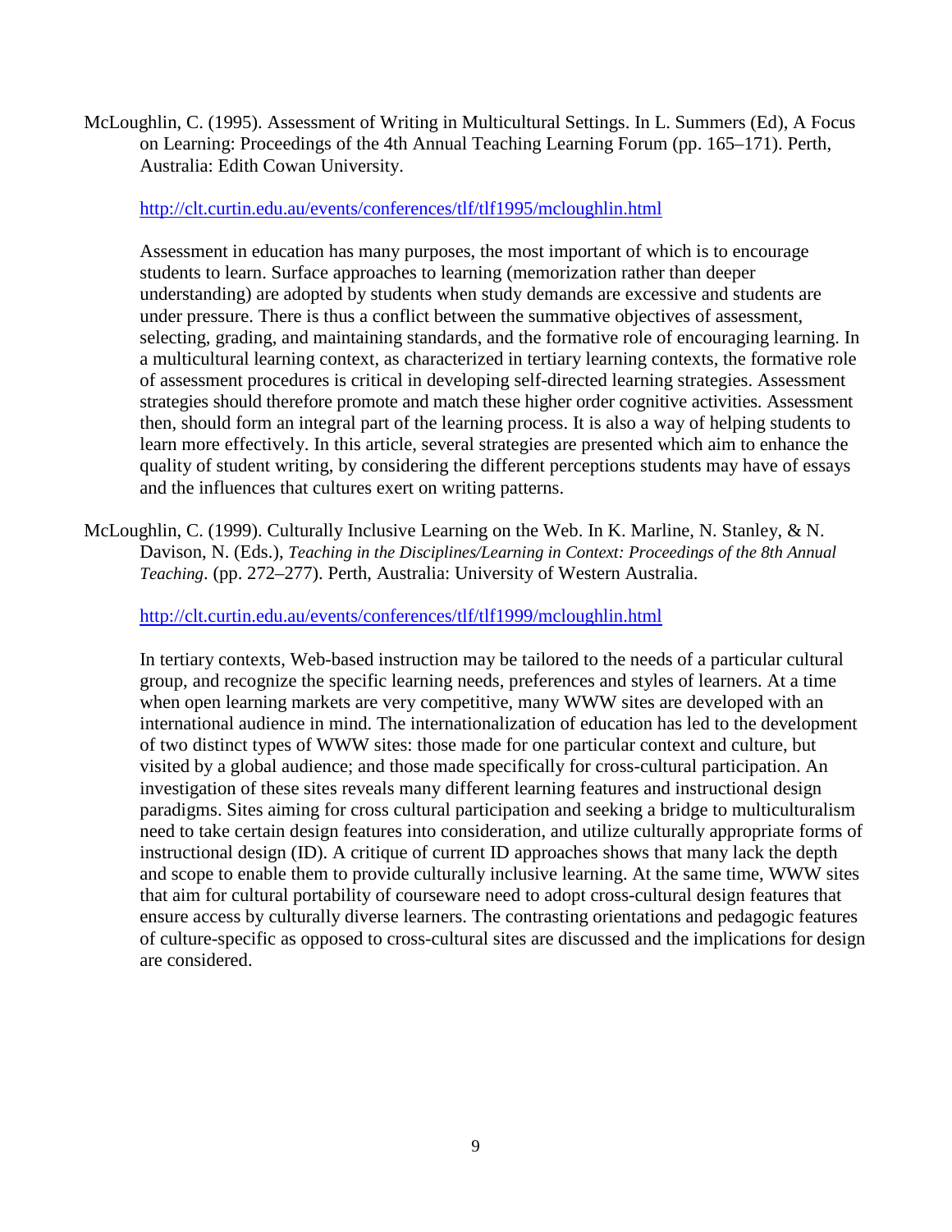McLoughlin, C. (1995). Assessment of Writing in Multicultural Settings. In L. Summers (Ed), A Focus on Learning: Proceedings of the 4th Annual Teaching Learning Forum (pp. 165–171). Perth, Australia: Edith Cowan University.

http://clt.curtin.edu.au/events/conferences/tlf/tlf1995/mcloughlin.html

Assessment in education has many purposes, the most important of which is to encourage students to learn. Surface approaches to learning (memorization rather than deeper understanding) are adopted by students when study demands are excessive and students are under pressure. There is thus a conflict between the summative objectives of assessment, selecting, grading, and maintaining standards, and the formative role of encouraging learning. In a multicultural learning context, as characterized in tertiary learning contexts, the formative role of assessment procedures is critical in developing self-directed learning strategies. Assessment strategies should therefore promote and match these higher order cognitive activities. Assessment then, should form an integral part of the learning process. It is also a way of helping students to learn more effectively. In this article, several strategies are presented which aim to enhance the quality of student writing, by considering the different perceptions students may have of essays and the influences that cultures exert on writing patterns.

McLoughlin, C. (1999). Culturally Inclusive Learning on the Web. In K. Marline, N. Stanley, & N. Davison, N. (Eds.), *Teaching in the Disciplines/Learning in Context: Proceedings of the 8th Annual Teaching*. (pp. 272–277). Perth, Australia: University of Western Australia.

http://clt.curtin.edu.au/events/conferences/tlf/tlf1999/mcloughlin.html

In tertiary contexts, Web-based instruction may be tailored to the needs of a particular cultural group, and recognize the specific learning needs, preferences and styles of learners. At a time when open learning markets are very competitive, many WWW sites are developed with an international audience in mind. The internationalization of education has led to the development of two distinct types of WWW sites: those made for one particular context and culture, but visited by a global audience; and those made specifically for cross-cultural participation. An investigation of these sites reveals many different learning features and instructional design paradigms. Sites aiming for cross cultural participation and seeking a bridge to multiculturalism need to take certain design features into consideration, and utilize culturally appropriate forms of instructional design (ID). A critique of current ID approaches shows that many lack the depth and scope to enable them to provide culturally inclusive learning. At the same time, WWW sites that aim for cultural portability of courseware need to adopt cross-cultural design features that ensure access by culturally diverse learners. The contrasting orientations and pedagogic features of culture-specific as opposed to cross-cultural sites are discussed and the implications for design are considered.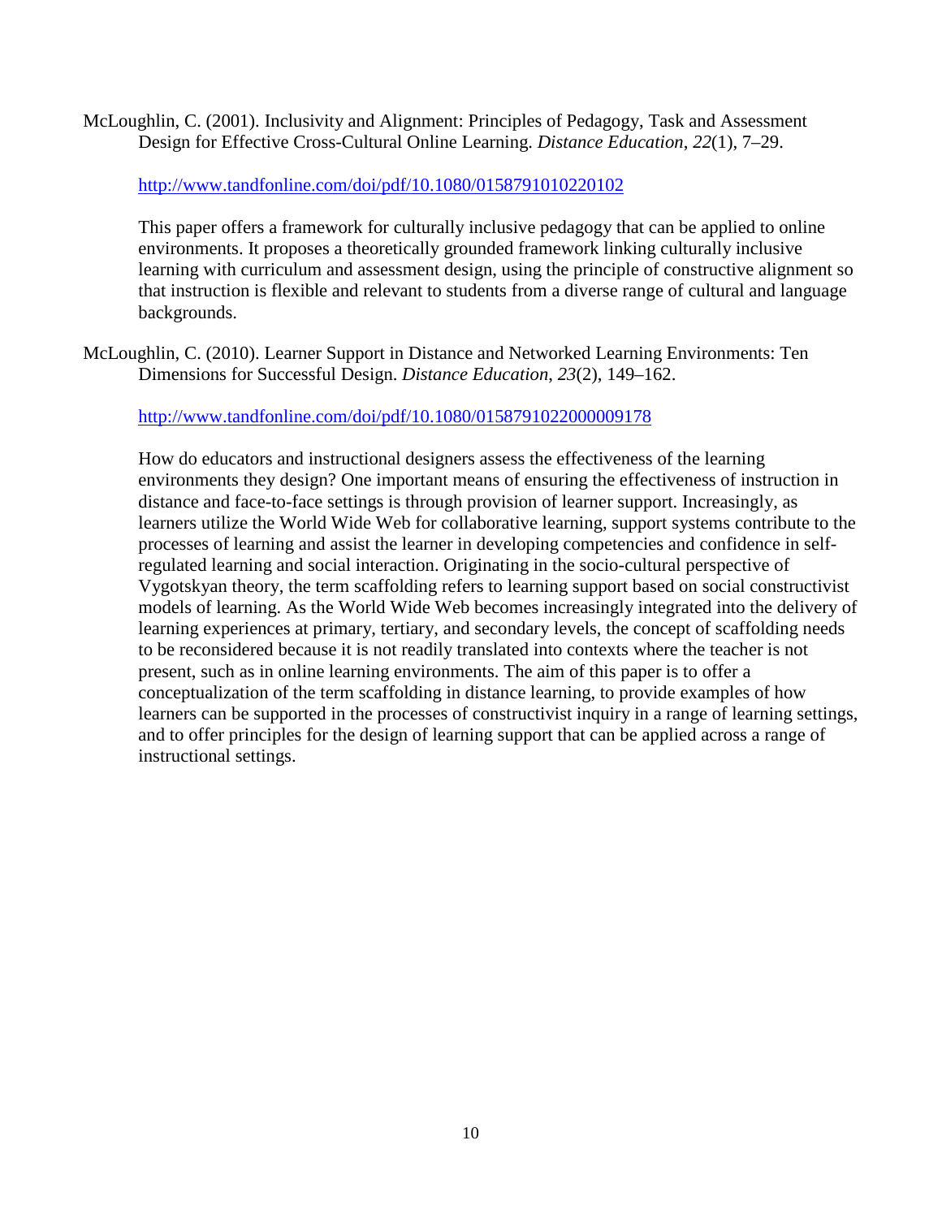McLoughlin, C. (2001). Inclusivity and Alignment: Principles of Pedagogy, Task and Assessment Design for Effective Cross-Cultural Online Learning. *Distance Education*, *22*(1), 7–29.

http://www.tandfonline.com/doi/pdf/10.1080/0158791010220102

This paper offers a framework for culturally inclusive pedagogy that can be applied to online environments. It proposes a theoretically grounded framework linking culturally inclusive learning with curriculum and assessment design, using the principle of constructive alignment so that instruction is flexible and relevant to students from a diverse range of cultural and language backgrounds.

McLoughlin, C. (2010). Learner Support in Distance and Networked Learning Environments: Ten Dimensions for Successful Design. *Distance Education*, *23*(2), 149–162.

http://www.tandfonline.com/doi/pdf/10.1080/0158791022000009178

How do educators and instructional designers assess the effectiveness of the learning environments they design? One important means of ensuring the effectiveness of instruction in distance and face-to-face settings is through provision of learner support. Increasingly, as learners utilize the World Wide Web for collaborative learning, support systems contribute to the processes of learning and assist the learner in developing competencies and confidence in self-regulated learning and social interaction. Originating in the socio-cultural perspective of Vygotskyan theory, the term scaffolding refers to learning support based on social constructivist models of learning. As the World Wide Web becomes increasingly integrated into the delivery of learning experiences at primary, tertiary, and secondary levels, the concept of scaffolding needs to be reconsidered because it is not readily translated into contexts where the teacher is not present, such as in online learning environments. The aim of this paper is to offer a conceptualization of the term scaffolding in distance learning, to provide examples of how learners can be supported in the processes of constructivist inquiry in a range of learning settings, and to offer principles for the design of learning support that can be applied across a range of instructional settings.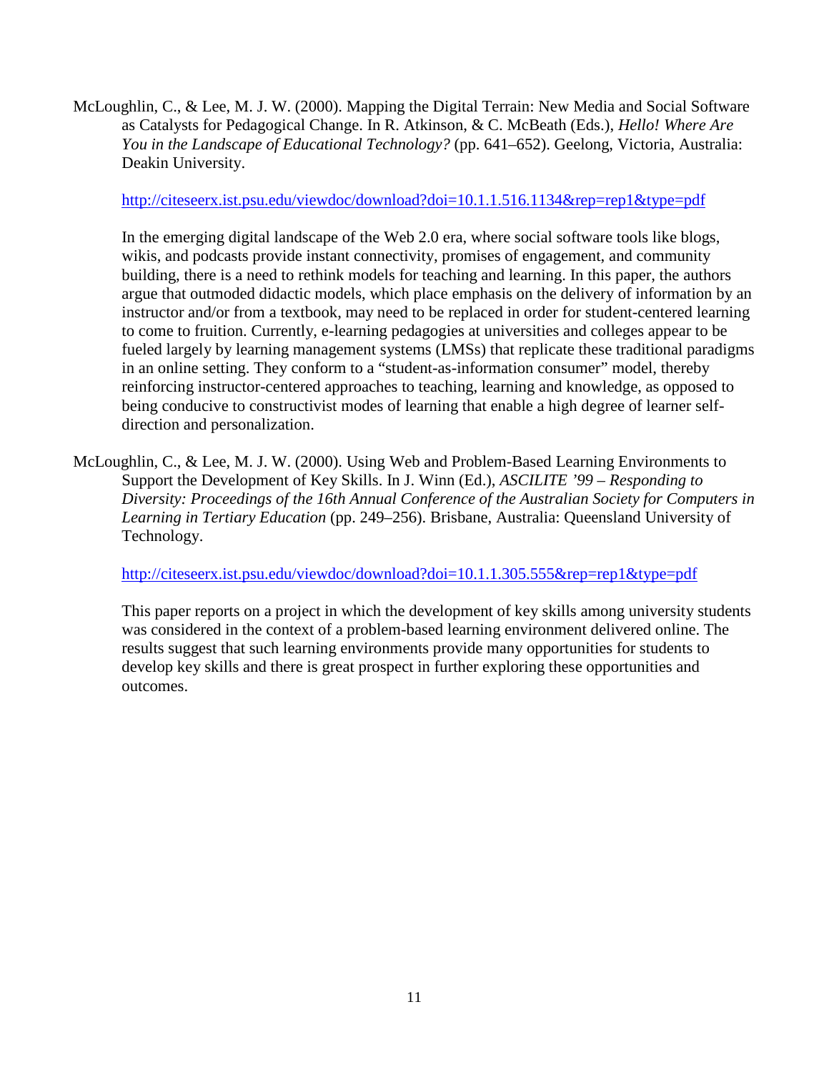McLoughlin, C., & Lee, M. J. W. (2000). Mapping the Digital Terrain: New Media and Social Software as Catalysts for Pedagogical Change. In R. Atkinson, & C. McBeath (Eds.), *Hello! Where Are You in the Landscape of Educational Technology?* (pp. 641–652). Geelong, Victoria, Australia: Deakin University.

http://citeseerx.ist.psu.edu/viewdoc/download?doi=10.1.1.516.1134&rep=rep1&type=pdf

In the emerging digital landscape of the Web 2.0 era, where social software tools like blogs, wikis, and podcasts provide instant connectivity, promises of engagement, and community building, there is a need to rethink models for teaching and learning. In this paper, the authors argue that outmoded didactic models, which place emphasis on the delivery of information by an instructor and/or from a textbook, may need to be replaced in order for student-centered learning to come to fruition. Currently, e-learning pedagogies at universities and colleges appear to be fueled largely by learning management systems (LMSs) that replicate these traditional paradigms in an online setting. They conform to a "student-as-information consumer" model, thereby reinforcing instructor-centered approaches to teaching, learning and knowledge, as opposed to being conducive to constructivist modes of learning that enable a high degree of learner self-direction and personalization.

McLoughlin, C., & Lee, M. J. W. (2000). Using Web and Problem-Based Learning Environments to Support the Development of Key Skills. In J. Winn (Ed.), *ASCILITE '99 – Responding to Diversity: Proceedings of the 16th Annual Conference of the Australian Society for Computers in Learning in Tertiary Education* (pp. 249–256). Brisbane, Australia: Queensland University of Technology.

http://citeseerx.ist.psu.edu/viewdoc/download?doi=10.1.1.305.555&rep=rep1&type=pdf

This paper reports on a project in which the development of key skills among university students was considered in the context of a problem-based learning environment delivered online. The results suggest that such learning environments provide many opportunities for students to develop key skills and there is great prospect in further exploring these opportunities and outcomes.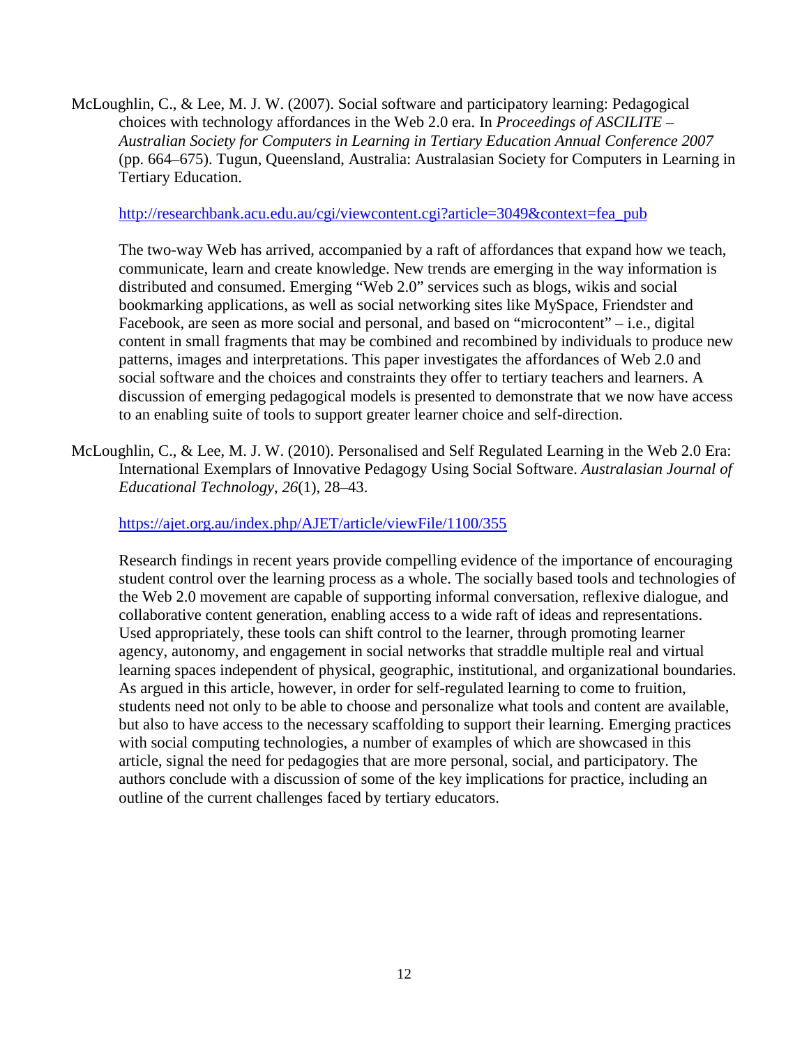McLoughlin, C., & Lee, M. J. W. (2007). Social software and participatory learning: Pedagogical choices with technology affordances in the Web 2.0 era. In *Proceedings of ASCILITE – Australian Society for Computers in Learning in Tertiary Education Annual Conference 2007* (pp. 664–675). Tugun, Queensland, Australia: Australasian Society for Computers in Learning in Tertiary Education.

http://researchbank.acu.edu.au/cgi/viewcontent.cgi?article=3049&context=fea_pub

The two-way Web has arrived, accompanied by a raft of affordances that expand how we teach, communicate, learn and create knowledge. New trends are emerging in the way information is distributed and consumed. Emerging "Web 2.0" services such as blogs, wikis and social bookmarking applications, as well as social networking sites like MySpace, Friendster and Facebook, are seen as more social and personal, and based on "microcontent" – i.e., digital content in small fragments that may be combined and recombined by individuals to produce new patterns, images and interpretations. This paper investigates the affordances of Web 2.0 and social software and the choices and constraints they offer to tertiary teachers and learners. A discussion of emerging pedagogical models is presented to demonstrate that we now have access to an enabling suite of tools to support greater learner choice and self-direction.

McLoughlin, C., & Lee, M. J. W. (2010). Personalised and Self Regulated Learning in the Web 2.0 Era: International Exemplars of Innovative Pedagogy Using Social Software. *Australasian Journal of Educational Technology*, *26*(1), 28–43.

https://ajet.org.au/index.php/AJET/article/viewFile/1100/355

Research findings in recent years provide compelling evidence of the importance of encouraging student control over the learning process as a whole. The socially based tools and technologies of the Web 2.0 movement are capable of supporting informal conversation, reflexive dialogue, and collaborative content generation, enabling access to a wide raft of ideas and representations. Used appropriately, these tools can shift control to the learner, through promoting learner agency, autonomy, and engagement in social networks that straddle multiple real and virtual learning spaces independent of physical, geographic, institutional, and organizational boundaries. As argued in this article, however, in order for self-regulated learning to come to fruition, students need not only to be able to choose and personalize what tools and content are available, but also to have access to the necessary scaffolding to support their learning. Emerging practices with social computing technologies, a number of examples of which are showcased in this article, signal the need for pedagogies that are more personal, social, and participatory. The authors conclude with a discussion of some of the key implications for practice, including an outline of the current challenges faced by tertiary educators.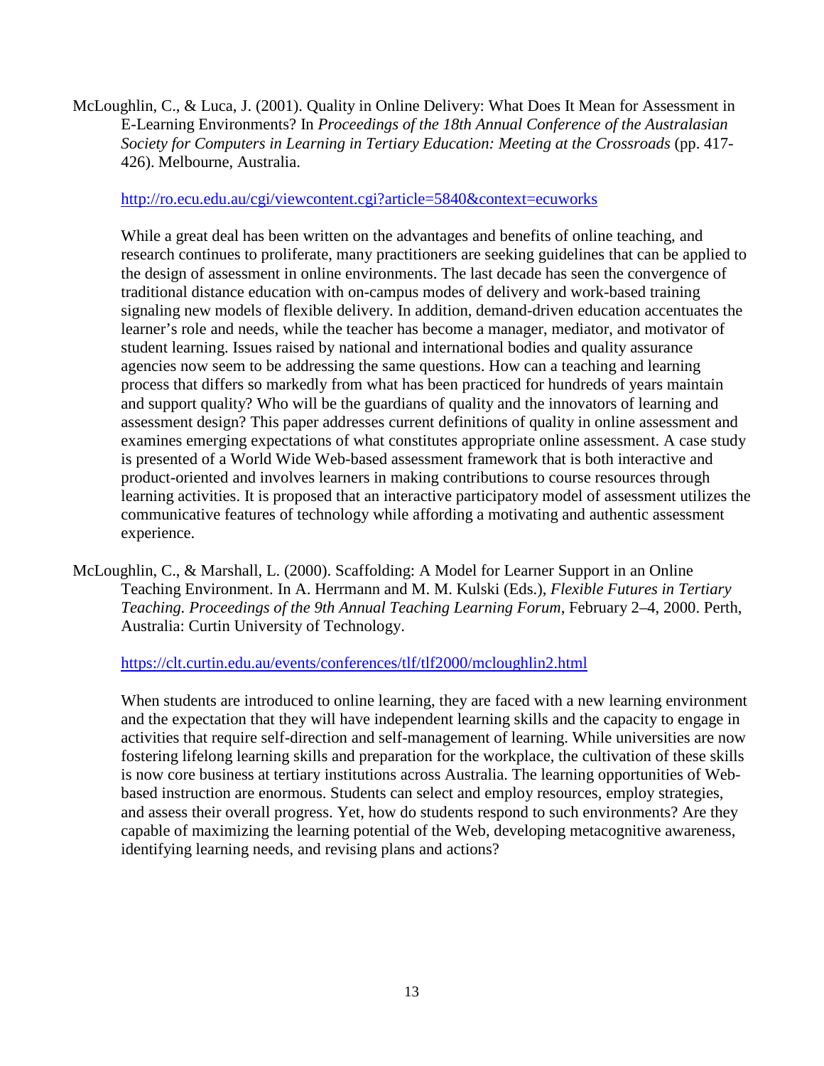McLoughlin, C., & Luca, J. (2001). Quality in Online Delivery: What Does It Mean for Assessment in E-Learning Environments? In *Proceedings of the 18th Annual Conference of the Australasian Society for Computers in Learning in Tertiary Education: Meeting at the Crossroads* (pp. 417-426). Melbourne, Australia.

http://ro.ecu.edu.au/cgi/viewcontent.cgi?article=5840&context=ecuworks

While a great deal has been written on the advantages and benefits of online teaching, and research continues to proliferate, many practitioners are seeking guidelines that can be applied to the design of assessment in online environments. The last decade has seen the convergence of traditional distance education with on-campus modes of delivery and work-based training signaling new models of flexible delivery. In addition, demand-driven education accentuates the learner's role and needs, while the teacher has become a manager, mediator, and motivator of student learning. Issues raised by national and international bodies and quality assurance agencies now seem to be addressing the same questions. How can a teaching and learning process that differs so markedly from what has been practiced for hundreds of years maintain and support quality? Who will be the guardians of quality and the innovators of learning and assessment design? This paper addresses current definitions of quality in online assessment and examines emerging expectations of what constitutes appropriate online assessment. A case study is presented of a World Wide Web-based assessment framework that is both interactive and product-oriented and involves learners in making contributions to course resources through learning activities. It is proposed that an interactive participatory model of assessment utilizes the communicative features of technology while affording a motivating and authentic assessment experience.

McLoughlin, C., & Marshall, L. (2000). Scaffolding: A Model for Learner Support in an Online Teaching Environment. In A. Herrmann and M. M. Kulski (Eds.), *Flexible Futures in Tertiary Teaching. Proceedings of the 9th Annual Teaching Learning Forum*, February 2–4, 2000. Perth, Australia: Curtin University of Technology.

https://clt.curtin.edu.au/events/conferences/tlf/tlf2000/mcloughlin2.html

When students are introduced to online learning, they are faced with a new learning environment and the expectation that they will have independent learning skills and the capacity to engage in activities that require self-direction and self-management of learning. While universities are now fostering lifelong learning skills and preparation for the workplace, the cultivation of these skills is now core business at tertiary institutions across Australia. The learning opportunities of Web-based instruction are enormous. Students can select and employ resources, employ strategies, and assess their overall progress. Yet, how do students respond to such environments? Are they capable of maximizing the learning potential of the Web, developing metacognitive awareness, identifying learning needs, and revising plans and actions?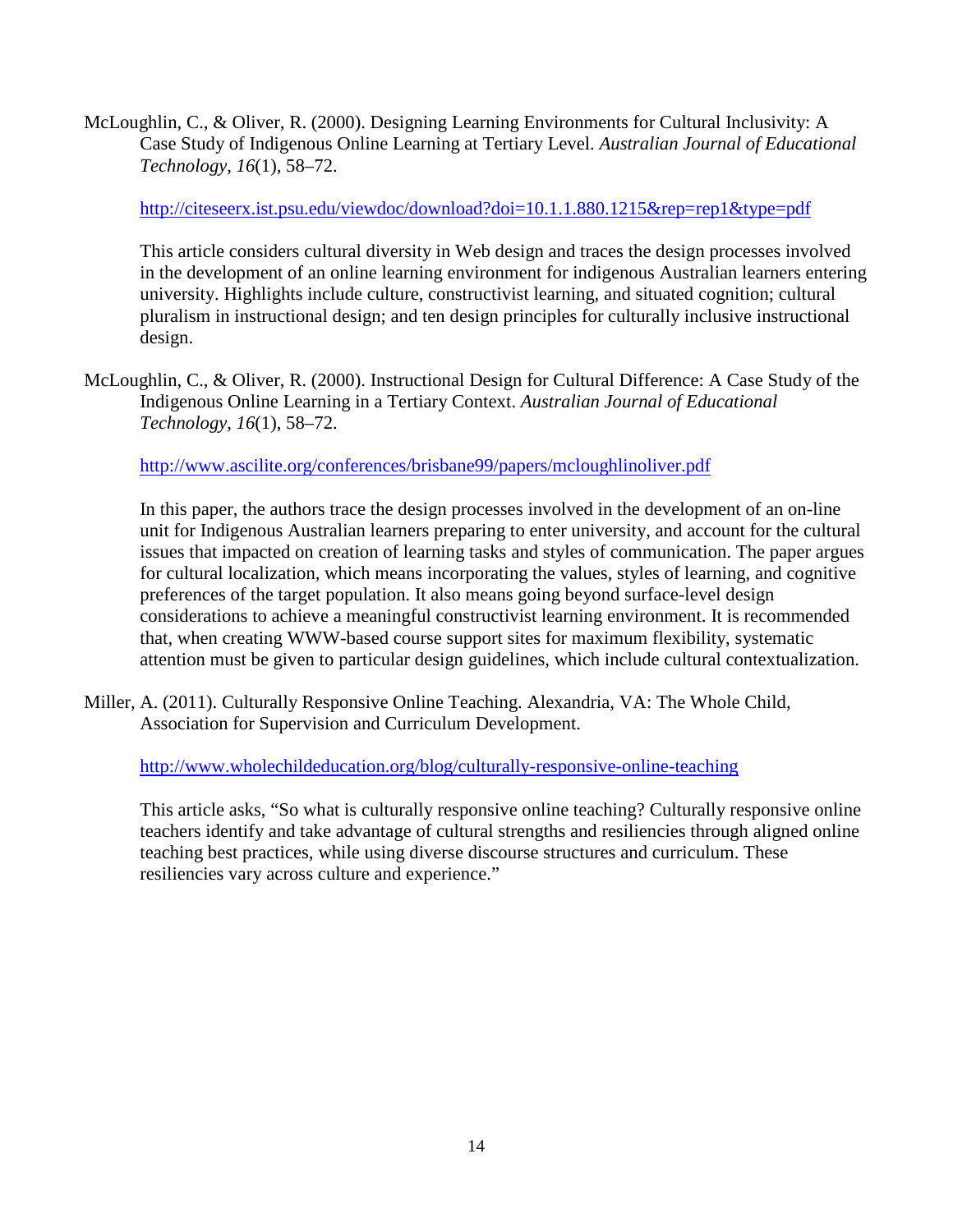McLoughlin, C., & Oliver, R. (2000). Designing Learning Environments for Cultural Inclusivity: A Case Study of Indigenous Online Learning at Tertiary Level. *Australian Journal of Educational Technology*, *16*(1), 58–72.

http://citeseerx.ist.psu.edu/viewdoc/download?doi=10.1.1.880.1215&rep=rep1&type=pdf

This article considers cultural diversity in Web design and traces the design processes involved in the development of an online learning environment for indigenous Australian learners entering university. Highlights include culture, constructivist learning, and situated cognition; cultural pluralism in instructional design; and ten design principles for culturally inclusive instructional design.

McLoughlin, C., & Oliver, R. (2000). Instructional Design for Cultural Difference: A Case Study of the Indigenous Online Learning in a Tertiary Context. *Australian Journal of Educational Technology*, *16*(1), 58–72.

http://www.ascilite.org/conferences/brisbane99/papers/mcloughlinoliver.pdf

In this paper, the authors trace the design processes involved in the development of an on-line unit for Indigenous Australian learners preparing to enter university, and account for the cultural issues that impacted on creation of learning tasks and styles of communication. The paper argues for cultural localization, which means incorporating the values, styles of learning, and cognitive preferences of the target population. It also means going beyond surface-level design considerations to achieve a meaningful constructivist learning environment. It is recommended that, when creating WWW-based course support sites for maximum flexibility, systematic attention must be given to particular design guidelines, which include cultural contextualization.

Miller, A. (2011). Culturally Responsive Online Teaching. Alexandria, VA: The Whole Child, Association for Supervision and Curriculum Development.

http://www.wholechildeducation.org/blog/culturally-responsive-online-teaching

This article asks, "So what is culturally responsive online teaching? Culturally responsive online teachers identify and take advantage of cultural strengths and resiliencies through aligned online teaching best practices, while using diverse discourse structures and curriculum. These resiliencies vary across culture and experience."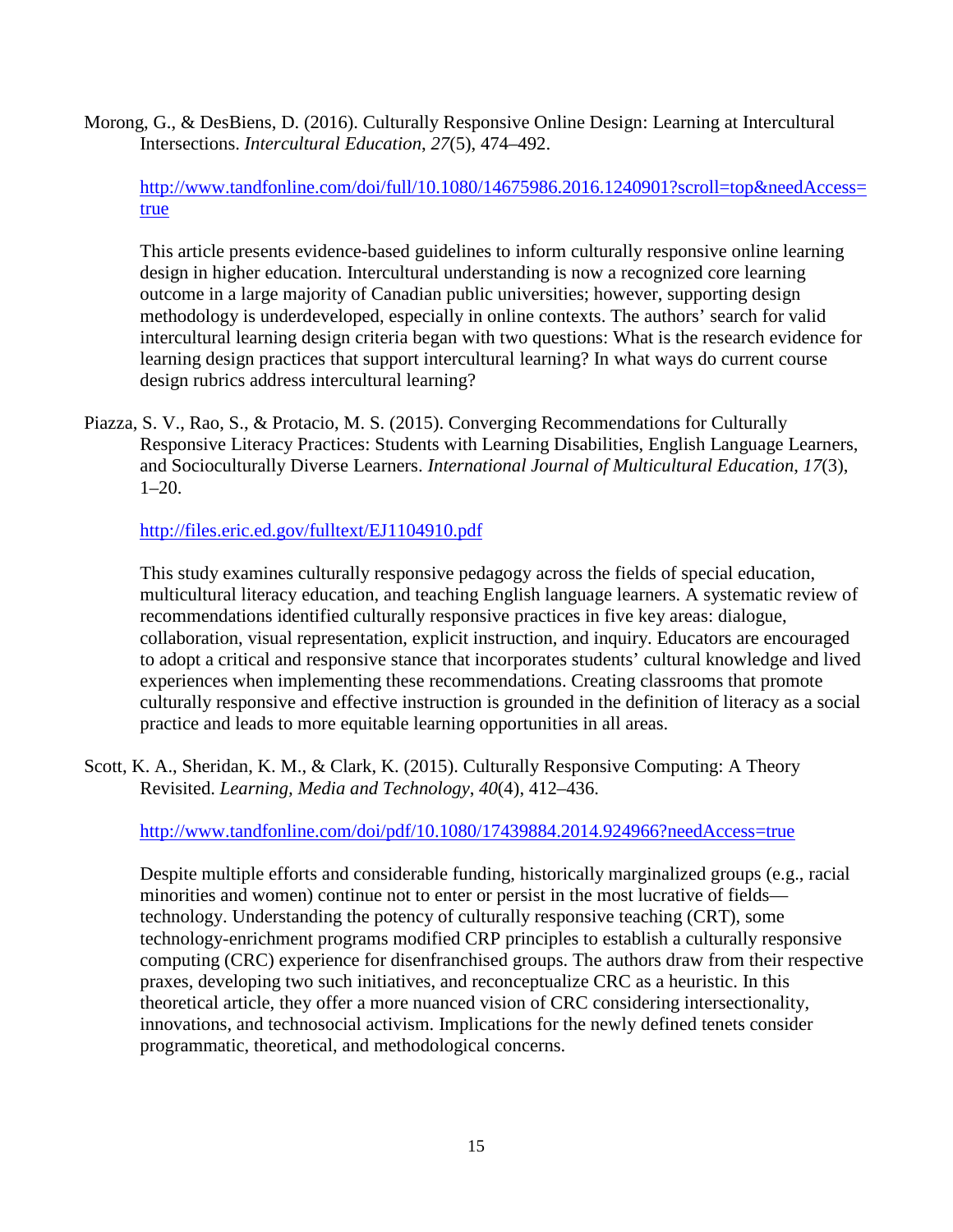Morong, G., & DesBiens, D. (2016). Culturally Responsive Online Design: Learning at Intercultural Intersections. *Intercultural Education*, *27*(5), 474–492.

http://www.tandfonline.com/doi/full/10.1080/14675986.2016.1240901?scroll=top&needAccess=true

This article presents evidence-based guidelines to inform culturally responsive online learning design in higher education. Intercultural understanding is now a recognized core learning outcome in a large majority of Canadian public universities; however, supporting design methodology is underdeveloped, especially in online contexts. The authors' search for valid intercultural learning design criteria began with two questions: What is the research evidence for learning design practices that support intercultural learning? In what ways do current course design rubrics address intercultural learning?

Piazza, S. V., Rao, S., & Protacio, M. S. (2015). Converging Recommendations for Culturally Responsive Literacy Practices: Students with Learning Disabilities, English Language Learners, and Socioculturally Diverse Learners. *International Journal of Multicultural Education*, *17*(3), 1–20.

http://files.eric.ed.gov/fulltext/EJ1104910.pdf

This study examines culturally responsive pedagogy across the fields of special education, multicultural literacy education, and teaching English language learners. A systematic review of recommendations identified culturally responsive practices in five key areas: dialogue, collaboration, visual representation, explicit instruction, and inquiry. Educators are encouraged to adopt a critical and responsive stance that incorporates students' cultural knowledge and lived experiences when implementing these recommendations. Creating classrooms that promote culturally responsive and effective instruction is grounded in the definition of literacy as a social practice and leads to more equitable learning opportunities in all areas.

Scott, K. A., Sheridan, K. M., & Clark, K. (2015). Culturally Responsive Computing: A Theory Revisited. *Learning, Media and Technology*, *40*(4), 412–436.

http://www.tandfonline.com/doi/pdf/10.1080/17439884.2014.924966?needAccess=true

Despite multiple efforts and considerable funding, historically marginalized groups (e.g., racial minorities and women) continue not to enter or persist in the most lucrative of fields—technology. Understanding the potency of culturally responsive teaching (CRT), some technology-enrichment programs modified CRP principles to establish a culturally responsive computing (CRC) experience for disenfranchised groups. The authors draw from their respective praxes, developing two such initiatives, and reconceptualize CRC as a heuristic. In this theoretical article, they offer a more nuanced vision of CRC considering intersectionality, innovations, and technosocial activism. Implications for the newly defined tenets consider programmatic, theoretical, and methodological concerns.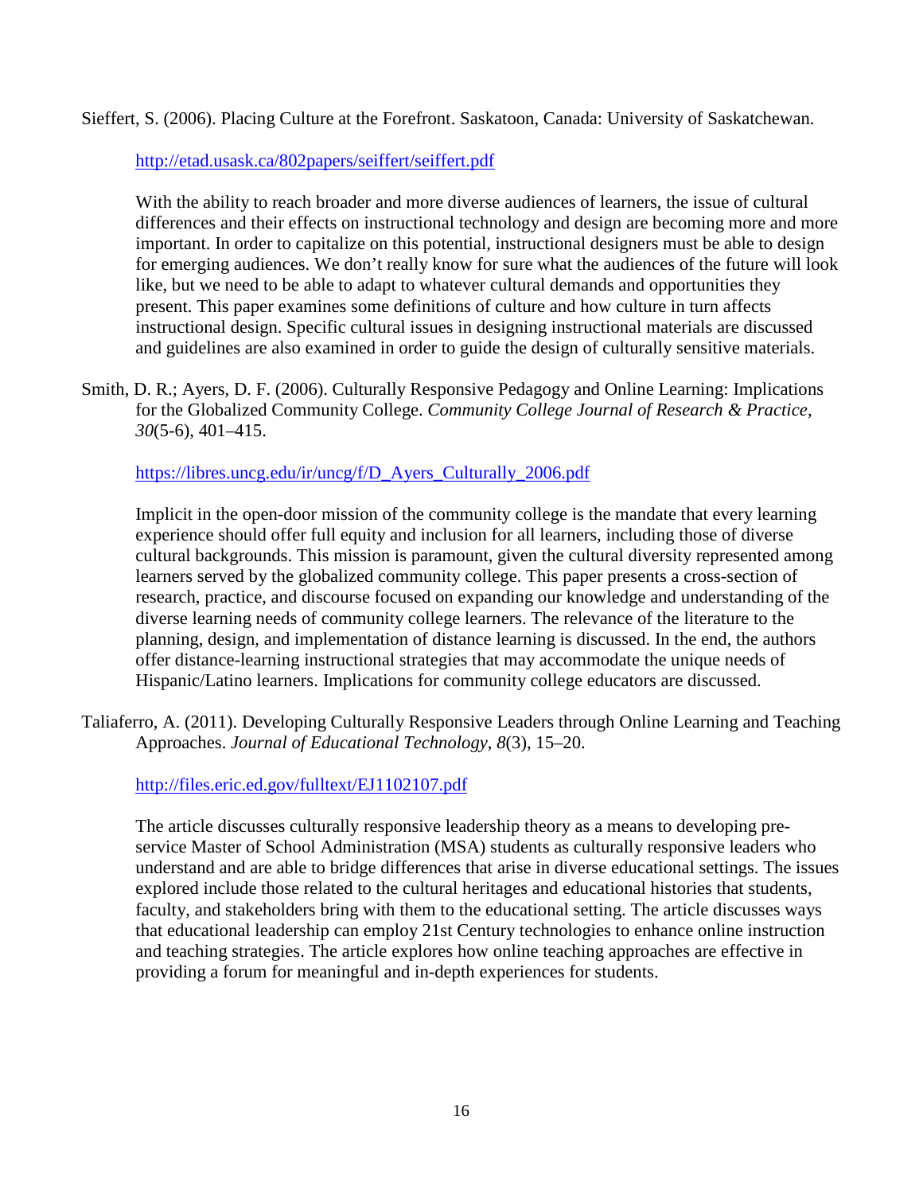Sieffert, S. (2006). Placing Culture at the Forefront. Saskatoon, Canada: University of Saskatchewan.

http://etad.usask.ca/802papers/seiffert/seiffert.pdf

With the ability to reach broader and more diverse audiences of learners, the issue of cultural differences and their effects on instructional technology and design are becoming more and more important. In order to capitalize on this potential, instructional designers must be able to design for emerging audiences. We don't really know for sure what the audiences of the future will look like, but we need to be able to adapt to whatever cultural demands and opportunities they present. This paper examines some definitions of culture and how culture in turn affects instructional design. Specific cultural issues in designing instructional materials are discussed and guidelines are also examined in order to guide the design of culturally sensitive materials.

Smith, D. R.; Ayers, D. F. (2006). Culturally Responsive Pedagogy and Online Learning: Implications for the Globalized Community College. *Community College Journal of Research & Practice*, *30*(5-6), 401–415.

https://libres.uncg.edu/ir/uncg/f/D_Ayers_Culturally_2006.pdf

Implicit in the open-door mission of the community college is the mandate that every learning experience should offer full equity and inclusion for all learners, including those of diverse cultural backgrounds. This mission is paramount, given the cultural diversity represented among learners served by the globalized community college. This paper presents a cross-section of research, practice, and discourse focused on expanding our knowledge and understanding of the diverse learning needs of community college learners. The relevance of the literature to the planning, design, and implementation of distance learning is discussed. In the end, the authors offer distance-learning instructional strategies that may accommodate the unique needs of Hispanic/Latino learners. Implications for community college educators are discussed.

Taliaferro, A. (2011). Developing Culturally Responsive Leaders through Online Learning and Teaching Approaches. *Journal of Educational Technology*, *8*(3), 15–20.

http://files.eric.ed.gov/fulltext/EJ1102107.pdf

The article discusses culturally responsive leadership theory as a means to developing pre-service Master of School Administration (MSA) students as culturally responsive leaders who understand and are able to bridge differences that arise in diverse educational settings. The issues explored include those related to the cultural heritages and educational histories that students, faculty, and stakeholders bring with them to the educational setting. The article discusses ways that educational leadership can employ 21st Century technologies to enhance online instruction and teaching strategies. The article explores how online teaching approaches are effective in providing a forum for meaningful and in-depth experiences for students.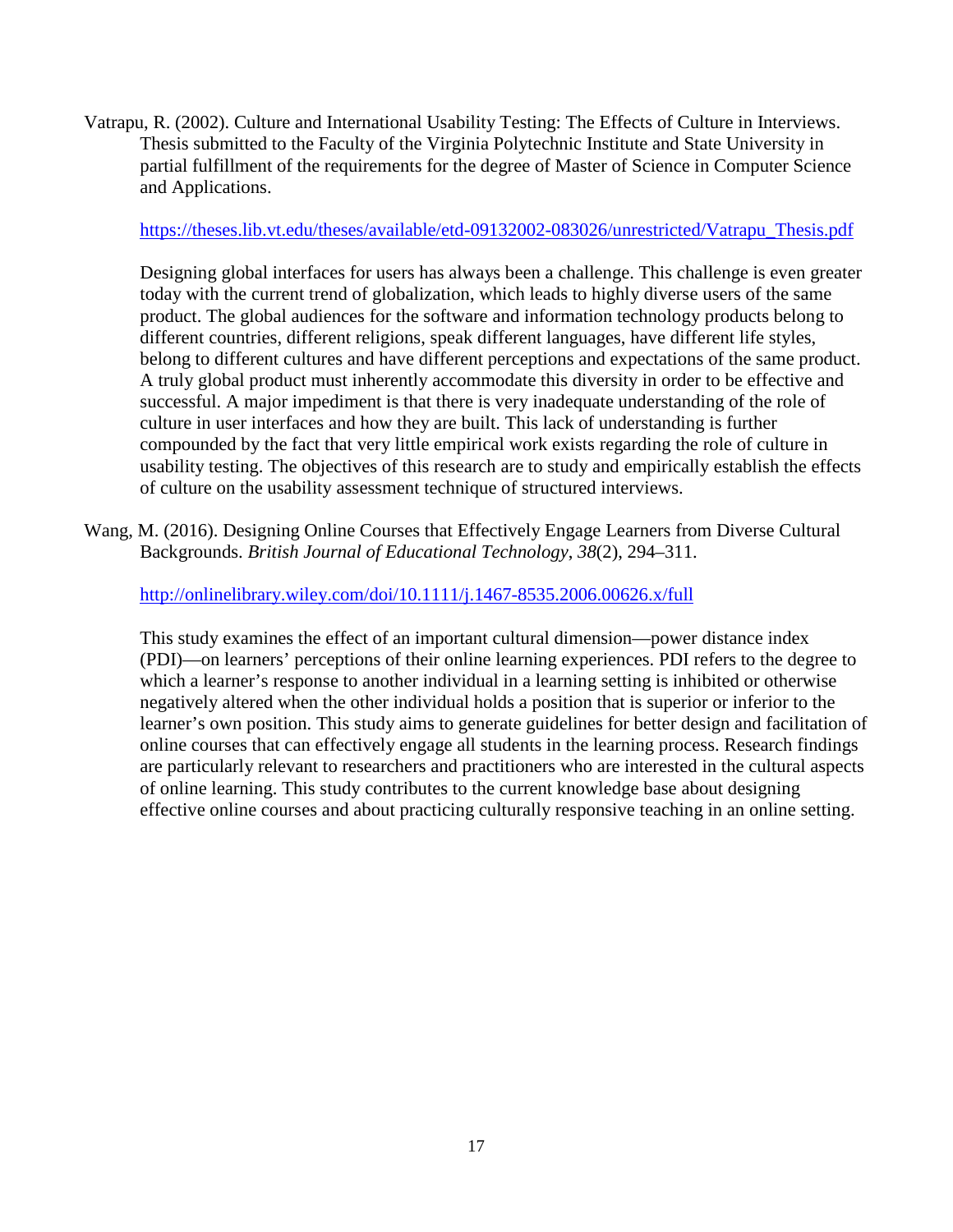Vatrapu, R. (2002). Culture and International Usability Testing: The Effects of Culture in Interviews. Thesis submitted to the Faculty of the Virginia Polytechnic Institute and State University in partial fulfillment of the requirements for the degree of Master of Science in Computer Science and Applications.

https://theses.lib.vt.edu/theses/available/etd-09132002-083026/unrestricted/Vatrapu_Thesis.pdf

Designing global interfaces for users has always been a challenge. This challenge is even greater today with the current trend of globalization, which leads to highly diverse users of the same product. The global audiences for the software and information technology products belong to different countries, different religions, speak different languages, have different life styles, belong to different cultures and have different perceptions and expectations of the same product. A truly global product must inherently accommodate this diversity in order to be effective and successful. A major impediment is that there is very inadequate understanding of the role of culture in user interfaces and how they are built. This lack of understanding is further compounded by the fact that very little empirical work exists regarding the role of culture in usability testing. The objectives of this research are to study and empirically establish the effects of culture on the usability assessment technique of structured interviews.

Wang, M. (2016). Designing Online Courses that Effectively Engage Learners from Diverse Cultural Backgrounds. *British Journal of Educational Technology*, *38*(2), 294–311.

http://onlinelibrary.wiley.com/doi/10.1111/j.1467-8535.2006.00626.x/full

This study examines the effect of an important cultural dimension—power distance index (PDI)—on learners' perceptions of their online learning experiences. PDI refers to the degree to which a learner's response to another individual in a learning setting is inhibited or otherwise negatively altered when the other individual holds a position that is superior or inferior to the learner's own position. This study aims to generate guidelines for better design and facilitation of online courses that can effectively engage all students in the learning process. Research findings are particularly relevant to researchers and practitioners who are interested in the cultural aspects of online learning. This study contributes to the current knowledge base about designing effective online courses and about practicing culturally responsive teaching in an online setting.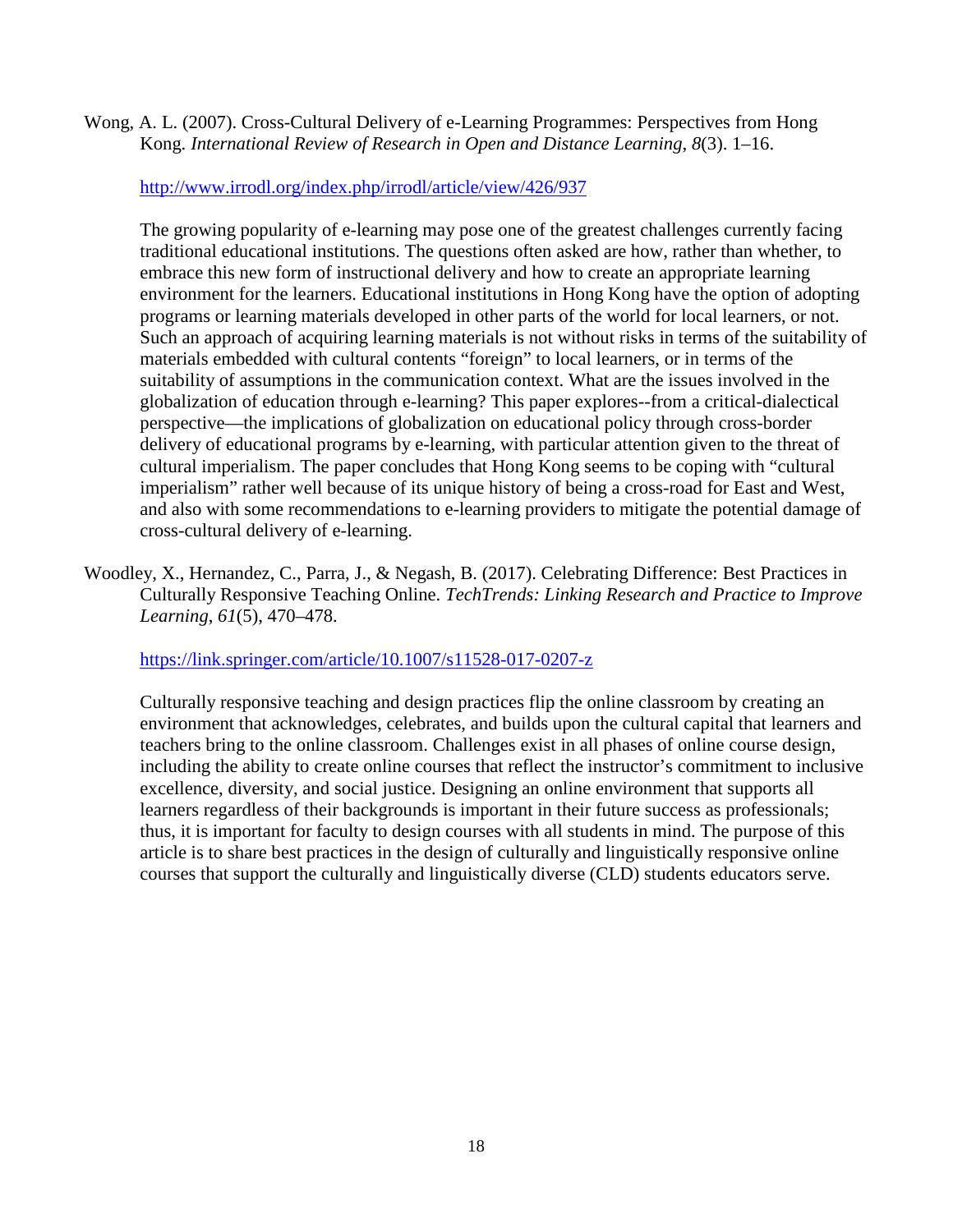Wong, A. L. (2007). Cross-Cultural Delivery of e-Learning Programmes: Perspectives from Hong Kong. *International Review of Research in Open and Distance Learning, 8*(3). 1–16.

http://www.irrodl.org/index.php/irrodl/article/view/426/937

The growing popularity of e-learning may pose one of the greatest challenges currently facing traditional educational institutions. The questions often asked are how, rather than whether, to embrace this new form of instructional delivery and how to create an appropriate learning environment for the learners. Educational institutions in Hong Kong have the option of adopting programs or learning materials developed in other parts of the world for local learners, or not. Such an approach of acquiring learning materials is not without risks in terms of the suitability of materials embedded with cultural contents "foreign" to local learners, or in terms of the suitability of assumptions in the communication context. What are the issues involved in the globalization of education through e-learning? This paper explores--from a critical-dialectical perspective—the implications of globalization on educational policy through cross-border delivery of educational programs by e-learning, with particular attention given to the threat of cultural imperialism. The paper concludes that Hong Kong seems to be coping with "cultural imperialism" rather well because of its unique history of being a cross-road for East and West, and also with some recommendations to e-learning providers to mitigate the potential damage of cross-cultural delivery of e-learning.

Woodley, X., Hernandez, C., Parra, J., & Negash, B. (2017). Celebrating Difference: Best Practices in Culturally Responsive Teaching Online. *TechTrends: Linking Research and Practice to Improve Learning, 61*(5), 470–478.

https://link.springer.com/article/10.1007/s11528-017-0207-z

Culturally responsive teaching and design practices flip the online classroom by creating an environment that acknowledges, celebrates, and builds upon the cultural capital that learners and teachers bring to the online classroom. Challenges exist in all phases of online course design, including the ability to create online courses that reflect the instructor's commitment to inclusive excellence, diversity, and social justice. Designing an online environment that supports all learners regardless of their backgrounds is important in their future success as professionals; thus, it is important for faculty to design courses with all students in mind. The purpose of this article is to share best practices in the design of culturally and linguistically responsive online courses that support the culturally and linguistically diverse (CLD) students educators serve.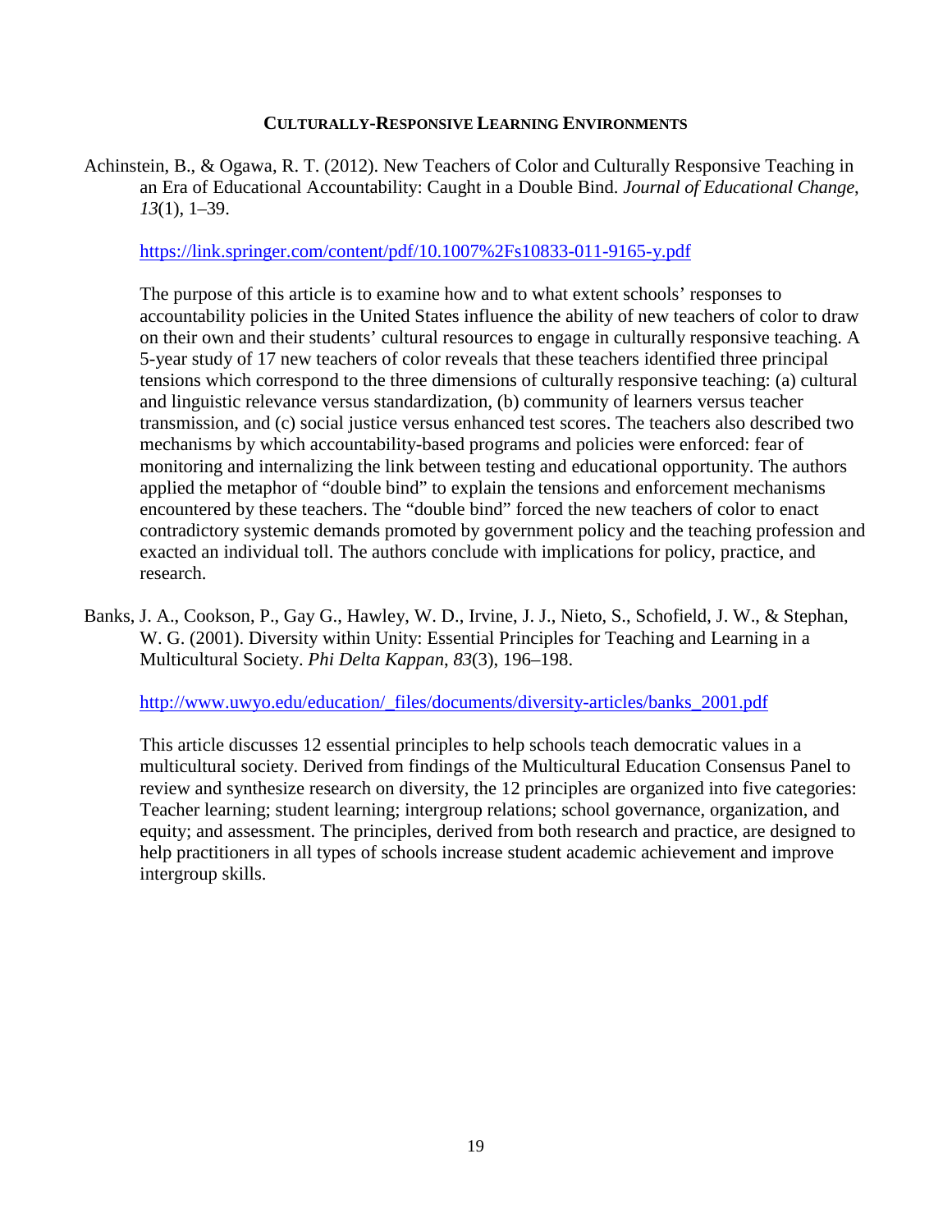## CULTURALLY-RESPONSIVE LEARNING ENVIRONMENTS

Achinstein, B., & Ogawa, R. T. (2012). New Teachers of Color and Culturally Responsive Teaching in an Era of Educational Accountability: Caught in a Double Bind. *Journal of Educational Change*, *13*(1), 1–39.

https://link.springer.com/content/pdf/10.1007%2Fs10833-011-9165-y.pdf

The purpose of this article is to examine how and to what extent schools' responses to accountability policies in the United States influence the ability of new teachers of color to draw on their own and their students' cultural resources to engage in culturally responsive teaching. A 5-year study of 17 new teachers of color reveals that these teachers identified three principal tensions which correspond to the three dimensions of culturally responsive teaching: (a) cultural and linguistic relevance versus standardization, (b) community of learners versus teacher transmission, and (c) social justice versus enhanced test scores. The teachers also described two mechanisms by which accountability-based programs and policies were enforced: fear of monitoring and internalizing the link between testing and educational opportunity. The authors applied the metaphor of "double bind" to explain the tensions and enforcement mechanisms encountered by these teachers. The "double bind" forced the new teachers of color to enact contradictory systemic demands promoted by government policy and the teaching profession and exacted an individual toll. The authors conclude with implications for policy, practice, and research.

Banks, J. A., Cookson, P., Gay G., Hawley, W. D., Irvine, J. J., Nieto, S., Schofield, J. W., & Stephan, W. G. (2001). Diversity within Unity: Essential Principles for Teaching and Learning in a Multicultural Society. *Phi Delta Kappan*, *83*(3), 196–198.

http://www.uwyo.edu/education/_files/documents/diversity-articles/banks_2001.pdf

This article discusses 12 essential principles to help schools teach democratic values in a multicultural society. Derived from findings of the Multicultural Education Consensus Panel to review and synthesize research on diversity, the 12 principles are organized into five categories: Teacher learning; student learning; intergroup relations; school governance, organization, and equity; and assessment. The principles, derived from both research and practice, are designed to help practitioners in all types of schools increase student academic achievement and improve intergroup skills.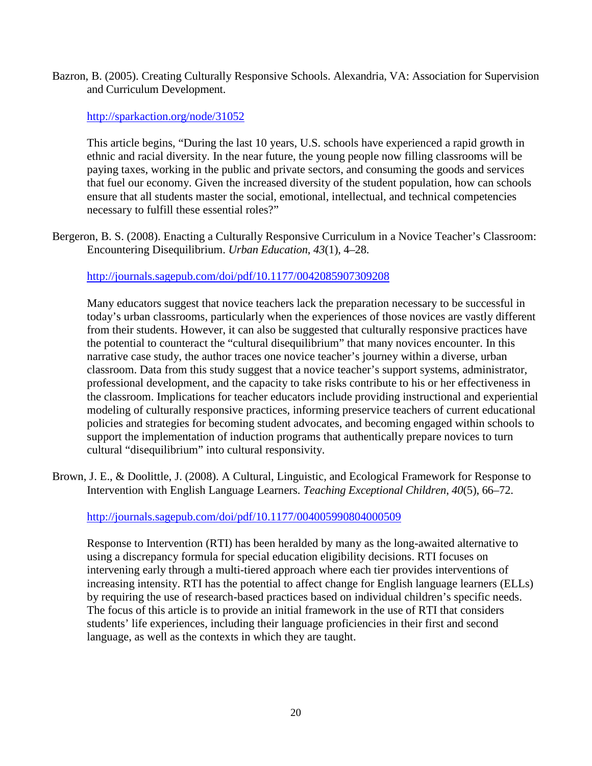Bazron, B. (2005). Creating Culturally Responsive Schools. Alexandria, VA: Association for Supervision and Curriculum Development.

http://sparkaction.org/node/31052

This article begins, "During the last 10 years, U.S. schools have experienced a rapid growth in ethnic and racial diversity. In the near future, the young people now filling classrooms will be paying taxes, working in the public and private sectors, and consuming the goods and services that fuel our economy. Given the increased diversity of the student population, how can schools ensure that all students master the social, emotional, intellectual, and technical competencies necessary to fulfill these essential roles?"

Bergeron, B. S. (2008). Enacting a Culturally Responsive Curriculum in a Novice Teacher's Classroom: Encountering Disequilibrium. *Urban Education*, *43*(1), 4–28.

http://journals.sagepub.com/doi/pdf/10.1177/0042085907309208

Many educators suggest that novice teachers lack the preparation necessary to be successful in today's urban classrooms, particularly when the experiences of those novices are vastly different from their students. However, it can also be suggested that culturally responsive practices have the potential to counteract the "cultural disequilibrium" that many novices encounter. In this narrative case study, the author traces one novice teacher's journey within a diverse, urban classroom. Data from this study suggest that a novice teacher's support systems, administrator, professional development, and the capacity to take risks contribute to his or her effectiveness in the classroom. Implications for teacher educators include providing instructional and experiential modeling of culturally responsive practices, informing preservice teachers of current educational policies and strategies for becoming student advocates, and becoming engaged within schools to support the implementation of induction programs that authentically prepare novices to turn cultural "disequilibrium" into cultural responsivity.

Brown, J. E., & Doolittle, J. (2008). A Cultural, Linguistic, and Ecological Framework for Response to Intervention with English Language Learners. *Teaching Exceptional Children*, *40*(5), 66–72.

http://journals.sagepub.com/doi/pdf/10.1177/004005990804000509

Response to Intervention (RTI) has been heralded by many as the long-awaited alternative to using a discrepancy formula for special education eligibility decisions. RTI focuses on intervening early through a multi-tiered approach where each tier provides interventions of increasing intensity. RTI has the potential to affect change for English language learners (ELLs) by requiring the use of research-based practices based on individual children's specific needs. The focus of this article is to provide an initial framework in the use of RTI that considers students' life experiences, including their language proficiencies in their first and second language, as well as the contexts in which they are taught.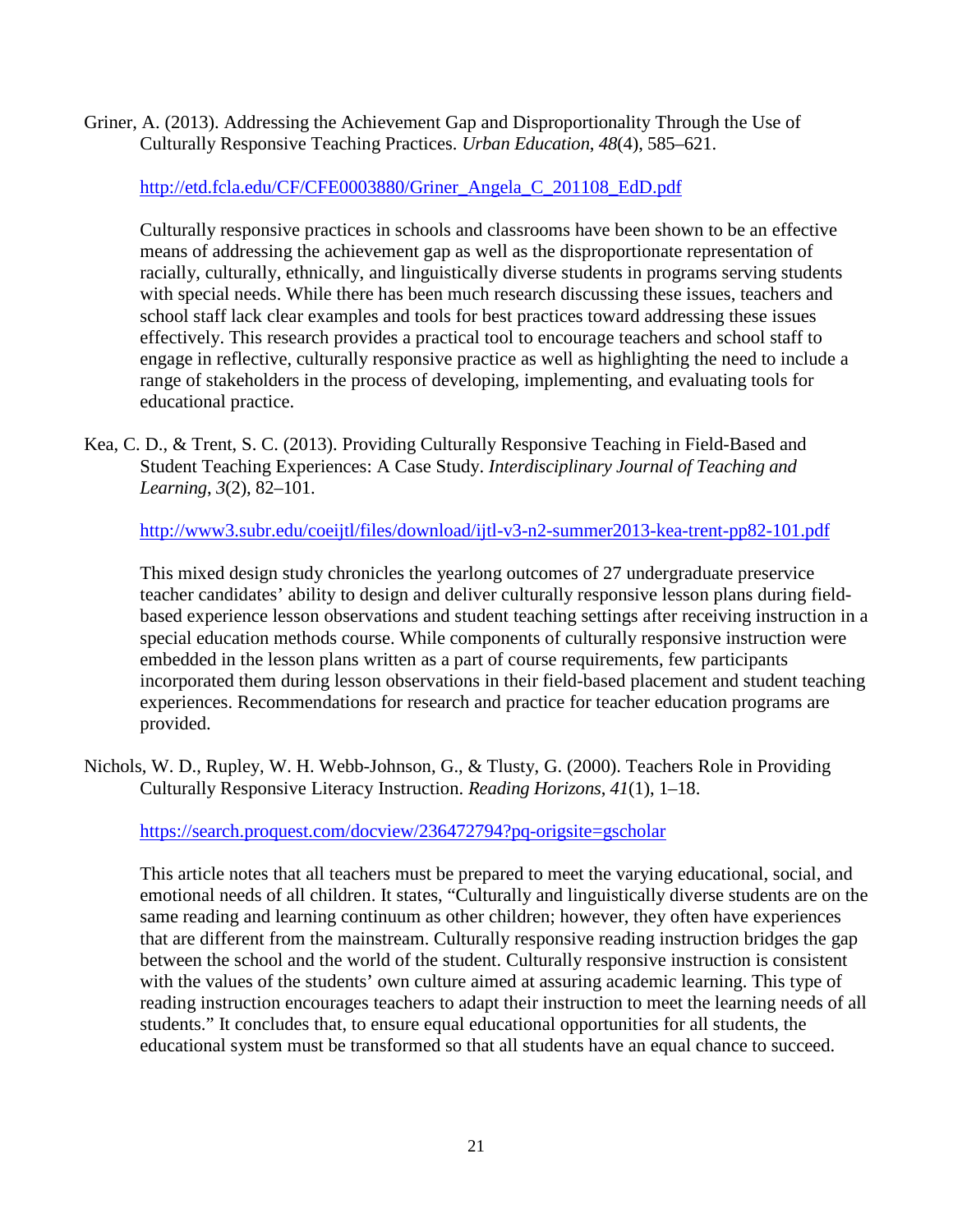Griner, A. (2013). Addressing the Achievement Gap and Disproportionality Through the Use of Culturally Responsive Teaching Practices. *Urban Education*, *48*(4), 585–621.

http://etd.fcla.edu/CF/CFE0003880/Griner_Angela_C_201108_EdD.pdf

Culturally responsive practices in schools and classrooms have been shown to be an effective means of addressing the achievement gap as well as the disproportionate representation of racially, culturally, ethnically, and linguistically diverse students in programs serving students with special needs. While there has been much research discussing these issues, teachers and school staff lack clear examples and tools for best practices toward addressing these issues effectively. This research provides a practical tool to encourage teachers and school staff to engage in reflective, culturally responsive practice as well as highlighting the need to include a range of stakeholders in the process of developing, implementing, and evaluating tools for educational practice.

Kea, C. D., & Trent, S. C. (2013). Providing Culturally Responsive Teaching in Field-Based and Student Teaching Experiences: A Case Study. *Interdisciplinary Journal of Teaching and Learning*, *3*(2), 82–101.

http://www3.subr.edu/coeijtl/files/download/ijtl-v3-n2-summer2013-kea-trent-pp82-101.pdf

This mixed design study chronicles the yearlong outcomes of 27 undergraduate preservice teacher candidates' ability to design and deliver culturally responsive lesson plans during field-based experience lesson observations and student teaching settings after receiving instruction in a special education methods course. While components of culturally responsive instruction were embedded in the lesson plans written as a part of course requirements, few participants incorporated them during lesson observations in their field-based placement and student teaching experiences. Recommendations for research and practice for teacher education programs are provided.

Nichols, W. D., Rupley, W. H. Webb-Johnson, G., & Tlusty, G. (2000). Teachers Role in Providing Culturally Responsive Literacy Instruction. *Reading Horizons*, *41*(1), 1–18.

https://search.proquest.com/docview/236472794?pq-origsite=gscholar

This article notes that all teachers must be prepared to meet the varying educational, social, and emotional needs of all children. It states, "Culturally and linguistically diverse students are on the same reading and learning continuum as other children; however, they often have experiences that are different from the mainstream. Culturally responsive reading instruction bridges the gap between the school and the world of the student. Culturally responsive instruction is consistent with the values of the students' own culture aimed at assuring academic learning. This type of reading instruction encourages teachers to adapt their instruction to meet the learning needs of all students." It concludes that, to ensure equal educational opportunities for all students, the educational system must be transformed so that all students have an equal chance to succeed.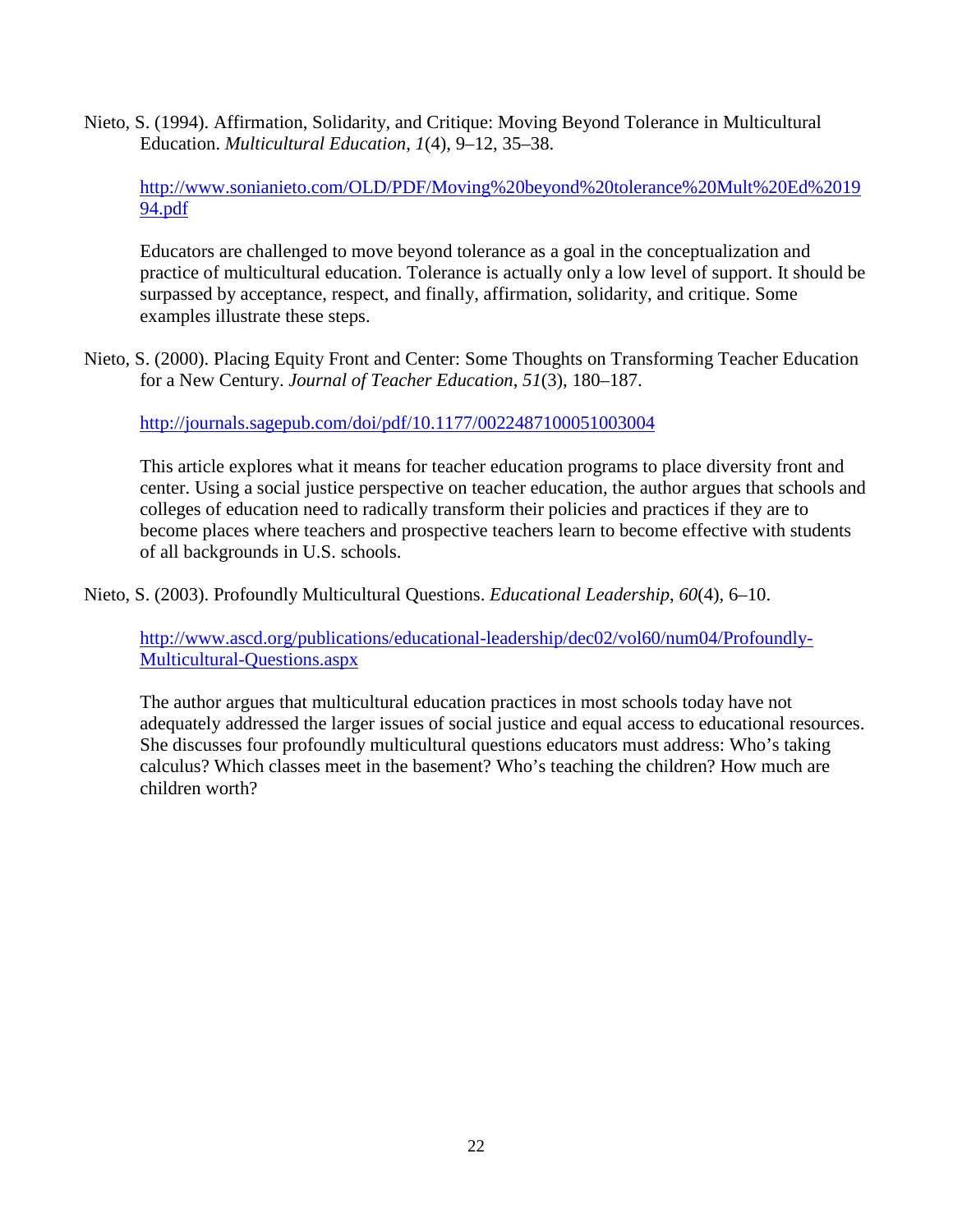Nieto, S. (1994). Affirmation, Solidarity, and Critique: Moving Beyond Tolerance in Multicultural Education. *Multicultural Education*, *1*(4), 9–12, 35–38.

> http://www.sonianieto.com/OLD/PDF/Moving%20beyond%20tolerance%20Mult%20Ed%201994.pdf
>
> Educators are challenged to move beyond tolerance as a goal in the conceptualization and practice of multicultural education. Tolerance is actually only a low level of support. It should be surpassed by acceptance, respect, and finally, affirmation, solidarity, and critique. Some examples illustrate these steps.

Nieto, S. (2000). Placing Equity Front and Center: Some Thoughts on Transforming Teacher Education for a New Century. *Journal of Teacher Education*, *51*(3), 180–187.

> http://journals.sagepub.com/doi/pdf/10.1177/0022487100051003004
>
> This article explores what it means for teacher education programs to place diversity front and center. Using a social justice perspective on teacher education, the author argues that schools and colleges of education need to radically transform their policies and practices if they are to become places where teachers and prospective teachers learn to become effective with students of all backgrounds in U.S. schools.

Nieto, S. (2003). Profoundly Multicultural Questions. *Educational Leadership*, *60*(4), 6–10.

> http://www.ascd.org/publications/educational-leadership/dec02/vol60/num04/Profoundly-Multicultural-Questions.aspx
>
> The author argues that multicultural education practices in most schools today have not adequately addressed the larger issues of social justice and equal access to educational resources. She discusses four profoundly multicultural questions educators must address: Who's taking calculus? Which classes meet in the basement? Who's teaching the children? How much are children worth?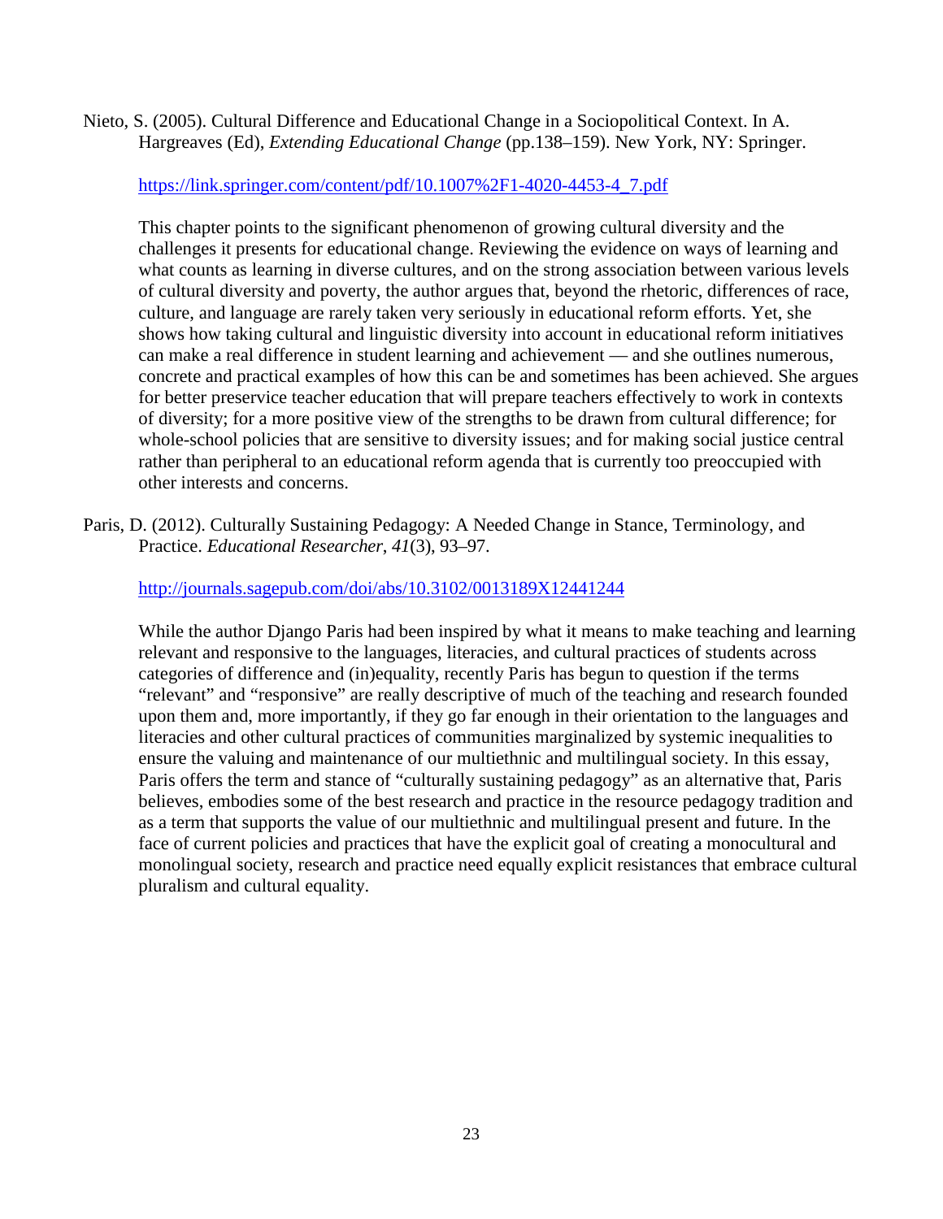Nieto, S. (2005). Cultural Difference and Educational Change in a Sociopolitical Context. In A. Hargreaves (Ed), *Extending Educational Change* (pp.138–159). New York, NY: Springer.

https://link.springer.com/content/pdf/10.1007%2F1-4020-4453-4_7.pdf

This chapter points to the significant phenomenon of growing cultural diversity and the challenges it presents for educational change. Reviewing the evidence on ways of learning and what counts as learning in diverse cultures, and on the strong association between various levels of cultural diversity and poverty, the author argues that, beyond the rhetoric, differences of race, culture, and language are rarely taken very seriously in educational reform efforts. Yet, she shows how taking cultural and linguistic diversity into account in educational reform initiatives can make a real difference in student learning and achievement — and she outlines numerous, concrete and practical examples of how this can be and sometimes has been achieved. She argues for better preservice teacher education that will prepare teachers effectively to work in contexts of diversity; for a more positive view of the strengths to be drawn from cultural difference; for whole-school policies that are sensitive to diversity issues; and for making social justice central rather than peripheral to an educational reform agenda that is currently too preoccupied with other interests and concerns.

Paris, D. (2012). Culturally Sustaining Pedagogy: A Needed Change in Stance, Terminology, and Practice. *Educational Researcher*, *41*(3), 93–97.

http://journals.sagepub.com/doi/abs/10.3102/0013189X12441244

While the author Django Paris had been inspired by what it means to make teaching and learning relevant and responsive to the languages, literacies, and cultural practices of students across categories of difference and (in)equality, recently Paris has begun to question if the terms "relevant" and "responsive" are really descriptive of much of the teaching and research founded upon them and, more importantly, if they go far enough in their orientation to the languages and literacies and other cultural practices of communities marginalized by systemic inequalities to ensure the valuing and maintenance of our multiethnic and multilingual society. In this essay, Paris offers the term and stance of "culturally sustaining pedagogy" as an alternative that, Paris believes, embodies some of the best research and practice in the resource pedagogy tradition and as a term that supports the value of our multiethnic and multilingual present and future. In the face of current policies and practices that have the explicit goal of creating a monocultural and monolingual society, research and practice need equally explicit resistances that embrace cultural pluralism and cultural equality.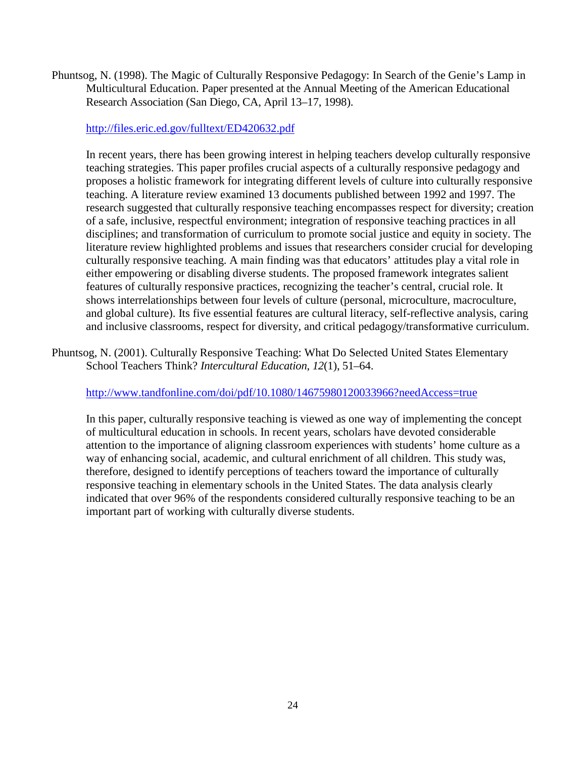Phuntsog, N. (1998). The Magic of Culturally Responsive Pedagogy: In Search of the Genie's Lamp in Multicultural Education. Paper presented at the Annual Meeting of the American Educational Research Association (San Diego, CA, April 13–17, 1998).

http://files.eric.ed.gov/fulltext/ED420632.pdf

In recent years, there has been growing interest in helping teachers develop culturally responsive teaching strategies. This paper profiles crucial aspects of a culturally responsive pedagogy and proposes a holistic framework for integrating different levels of culture into culturally responsive teaching. A literature review examined 13 documents published between 1992 and 1997. The research suggested that culturally responsive teaching encompasses respect for diversity; creation of a safe, inclusive, respectful environment; integration of responsive teaching practices in all disciplines; and transformation of curriculum to promote social justice and equity in society. The literature review highlighted problems and issues that researchers consider crucial for developing culturally responsive teaching. A main finding was that educators' attitudes play a vital role in either empowering or disabling diverse students. The proposed framework integrates salient features of culturally responsive practices, recognizing the teacher's central, crucial role. It shows interrelationships between four levels of culture (personal, microculture, macroculture, and global culture). Its five essential features are cultural literacy, self-reflective analysis, caring and inclusive classrooms, respect for diversity, and critical pedagogy/transformative curriculum.

Phuntsog, N. (2001). Culturally Responsive Teaching: What Do Selected United States Elementary School Teachers Think? *Intercultural Education*, *12*(1), 51–64.

http://www.tandfonline.com/doi/pdf/10.1080/14675980120033966?needAccess=true

In this paper, culturally responsive teaching is viewed as one way of implementing the concept of multicultural education in schools. In recent years, scholars have devoted considerable attention to the importance of aligning classroom experiences with students' home culture as a way of enhancing social, academic, and cultural enrichment of all children. This study was, therefore, designed to identify perceptions of teachers toward the importance of culturally responsive teaching in elementary schools in the United States. The data analysis clearly indicated that over 96% of the respondents considered culturally responsive teaching to be an important part of working with culturally diverse students.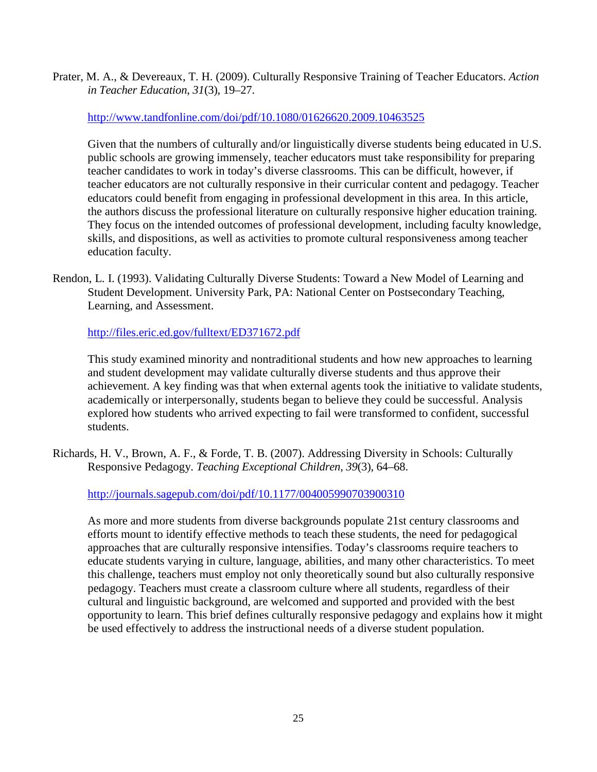Prater, M. A., & Devereaux, T. H. (2009). Culturally Responsive Training of Teacher Educators. *Action in Teacher Education*, *31*(3), 19–27.

http://www.tandfonline.com/doi/pdf/10.1080/01626620.2009.10463525

Given that the numbers of culturally and/or linguistically diverse students being educated in U.S. public schools are growing immensely, teacher educators must take responsibility for preparing teacher candidates to work in today's diverse classrooms. This can be difficult, however, if teacher educators are not culturally responsive in their curricular content and pedagogy. Teacher educators could benefit from engaging in professional development in this area. In this article, the authors discuss the professional literature on culturally responsive higher education training. They focus on the intended outcomes of professional development, including faculty knowledge, skills, and dispositions, as well as activities to promote cultural responsiveness among teacher education faculty.

Rendon, L. I. (1993). Validating Culturally Diverse Students: Toward a New Model of Learning and Student Development. University Park, PA: National Center on Postsecondary Teaching, Learning, and Assessment.

http://files.eric.ed.gov/fulltext/ED371672.pdf

This study examined minority and nontraditional students and how new approaches to learning and student development may validate culturally diverse students and thus approve their achievement. A key finding was that when external agents took the initiative to validate students, academically or interpersonally, students began to believe they could be successful. Analysis explored how students who arrived expecting to fail were transformed to confident, successful students.

Richards, H. V., Brown, A. F., & Forde, T. B. (2007). Addressing Diversity in Schools: Culturally Responsive Pedagogy. *Teaching Exceptional Children*, *39*(3), 64–68.

http://journals.sagepub.com/doi/pdf/10.1177/004005990703900310

As more and more students from diverse backgrounds populate 21st century classrooms and efforts mount to identify effective methods to teach these students, the need for pedagogical approaches that are culturally responsive intensifies. Today's classrooms require teachers to educate students varying in culture, language, abilities, and many other characteristics. To meet this challenge, teachers must employ not only theoretically sound but also culturally responsive pedagogy. Teachers must create a classroom culture where all students, regardless of their cultural and linguistic background, are welcomed and supported and provided with the best opportunity to learn. This brief defines culturally responsive pedagogy and explains how it might be used effectively to address the instructional needs of a diverse student population.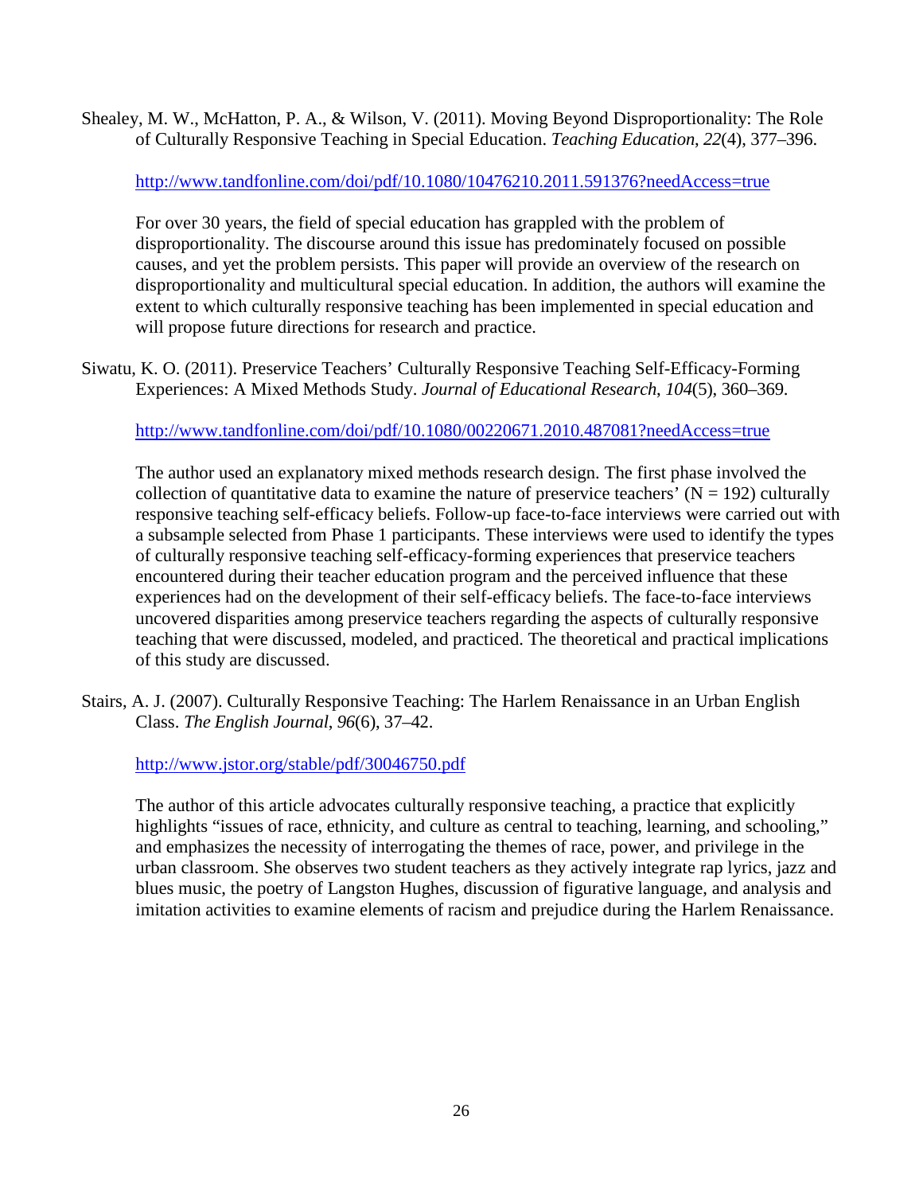Shealey, M. W., McHatton, P. A., & Wilson, V. (2011). Moving Beyond Disproportionality: The Role of Culturally Responsive Teaching in Special Education. *Teaching Education*, *22*(4), 377–396.

http://www.tandfonline.com/doi/pdf/10.1080/10476210.2011.591376?needAccess=true

For over 30 years, the field of special education has grappled with the problem of disproportionality. The discourse around this issue has predominately focused on possible causes, and yet the problem persists. This paper will provide an overview of the research on disproportionality and multicultural special education. In addition, the authors will examine the extent to which culturally responsive teaching has been implemented in special education and will propose future directions for research and practice.

Siwatu, K. O. (2011). Preservice Teachers' Culturally Responsive Teaching Self-Efficacy-Forming Experiences: A Mixed Methods Study. *Journal of Educational Research*, *104*(5), 360–369.

http://www.tandfonline.com/doi/pdf/10.1080/00220671.2010.487081?needAccess=true

The author used an explanatory mixed methods research design. The first phase involved the collection of quantitative data to examine the nature of preservice teachers' (N = 192) culturally responsive teaching self-efficacy beliefs. Follow-up face-to-face interviews were carried out with a subsample selected from Phase 1 participants. These interviews were used to identify the types of culturally responsive teaching self-efficacy-forming experiences that preservice teachers encountered during their teacher education program and the perceived influence that these experiences had on the development of their self-efficacy beliefs. The face-to-face interviews uncovered disparities among preservice teachers regarding the aspects of culturally responsive teaching that were discussed, modeled, and practiced. The theoretical and practical implications of this study are discussed.

Stairs, A. J. (2007). Culturally Responsive Teaching: The Harlem Renaissance in an Urban English Class. *The English Journal*, *96*(6), 37–42.

http://www.jstor.org/stable/pdf/30046750.pdf

The author of this article advocates culturally responsive teaching, a practice that explicitly highlights "issues of race, ethnicity, and culture as central to teaching, learning, and schooling," and emphasizes the necessity of interrogating the themes of race, power, and privilege in the urban classroom. She observes two student teachers as they actively integrate rap lyrics, jazz and blues music, the poetry of Langston Hughes, discussion of figurative language, and analysis and imitation activities to examine elements of racism and prejudice during the Harlem Renaissance.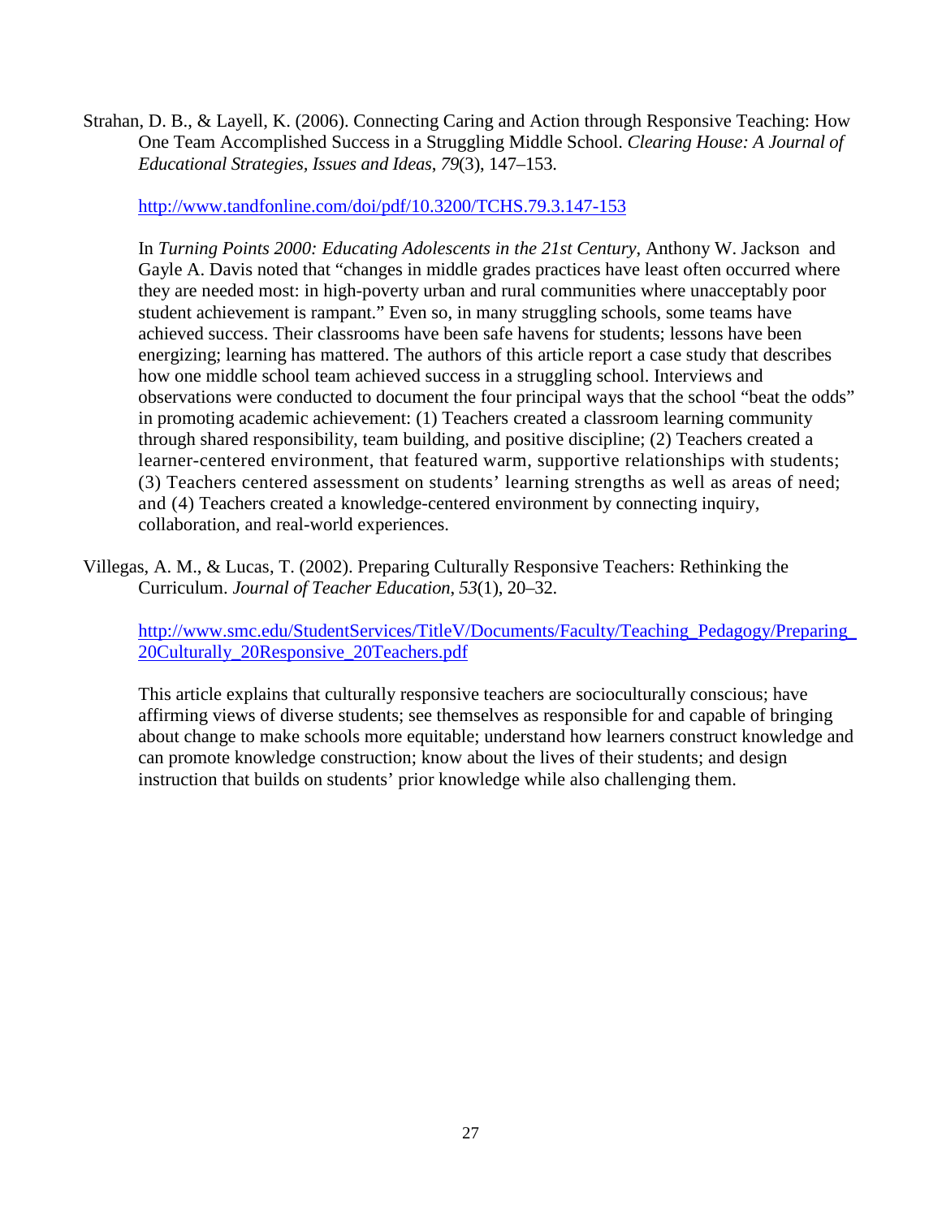Strahan, D. B., & Layell, K. (2006). Connecting Caring and Action through Responsive Teaching: How One Team Accomplished Success in a Struggling Middle School. *Clearing House: A Journal of Educational Strategies, Issues and Ideas*, *79*(3), 147–153.

http://www.tandfonline.com/doi/pdf/10.3200/TCHS.79.3.147-153

In *Turning Points 2000: Educating Adolescents in the 21st Century*, Anthony W. Jackson and Gayle A. Davis noted that "changes in middle grades practices have least often occurred where they are needed most: in high-poverty urban and rural communities where unacceptably poor student achievement is rampant." Even so, in many struggling schools, some teams have achieved success. Their classrooms have been safe havens for students; lessons have been energizing; learning has mattered. The authors of this article report a case study that describes how one middle school team achieved success in a struggling school. Interviews and observations were conducted to document the four principal ways that the school "beat the odds" in promoting academic achievement: (1) Teachers created a classroom learning community through shared responsibility, team building, and positive discipline; (2) Teachers created a learner-centered environment, that featured warm, supportive relationships with students; (3) Teachers centered assessment on students' learning strengths as well as areas of need; and (4) Teachers created a knowledge-centered environment by connecting inquiry, collaboration, and real-world experiences.

Villegas, A. M., & Lucas, T. (2002). Preparing Culturally Responsive Teachers: Rethinking the Curriculum. *Journal of Teacher Education*, *53*(1), 20–32.

http://www.smc.edu/StudentServices/TitleV/Documents/Faculty/Teaching_Pedagogy/Preparing_20Culturally_20Responsive_20Teachers.pdf

This article explains that culturally responsive teachers are socioculturally conscious; have affirming views of diverse students; see themselves as responsible for and capable of bringing about change to make schools more equitable; understand how learners construct knowledge and can promote knowledge construction; know about the lives of their students; and design instruction that builds on students' prior knowledge while also challenging them.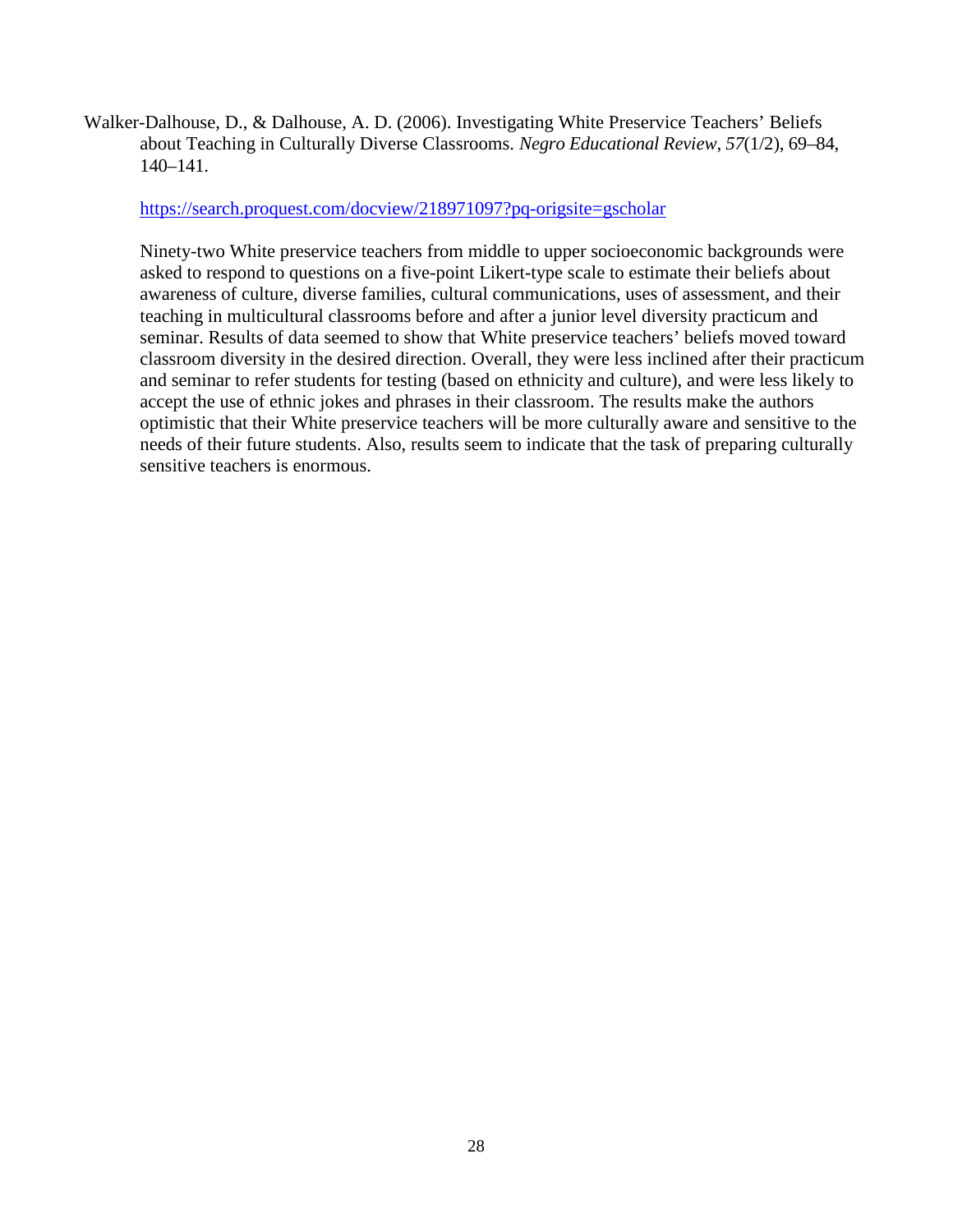Walker-Dalhouse, D., & Dalhouse, A. D. (2006). Investigating White Preservice Teachers' Beliefs about Teaching in Culturally Diverse Classrooms. *Negro Educational Review*, *57*(1/2), 69–84, 140–141.

https://search.proquest.com/docview/218971097?pq-origsite=gscholar

Ninety-two White preservice teachers from middle to upper socioeconomic backgrounds were asked to respond to questions on a five-point Likert-type scale to estimate their beliefs about awareness of culture, diverse families, cultural communications, uses of assessment, and their teaching in multicultural classrooms before and after a junior level diversity practicum and seminar. Results of data seemed to show that White preservice teachers' beliefs moved toward classroom diversity in the desired direction. Overall, they were less inclined after their practicum and seminar to refer students for testing (based on ethnicity and culture), and were less likely to accept the use of ethnic jokes and phrases in their classroom. The results make the authors optimistic that their White preservice teachers will be more culturally aware and sensitive to the needs of their future students. Also, results seem to indicate that the task of preparing culturally sensitive teachers is enormous.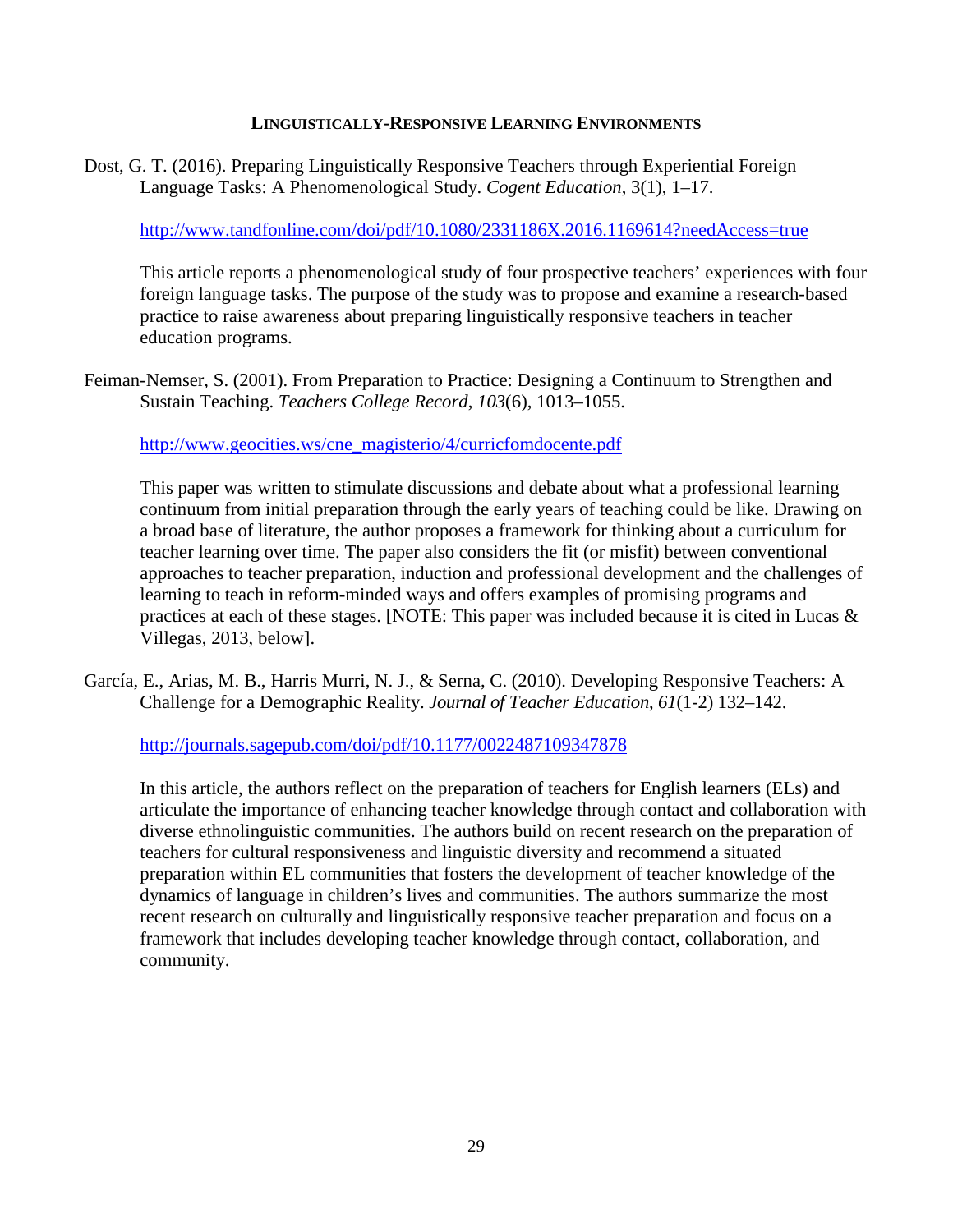## LINGUISTICALLY-RESPONSIVE LEARNING ENVIRONMENTS

Dost, G. T. (2016). Preparing Linguistically Responsive Teachers through Experiential Foreign Language Tasks: A Phenomenological Study. *Cogent Education*, 3(1), 1–17.

http://www.tandfonline.com/doi/pdf/10.1080/2331186X.2016.1169614?needAccess=true

This article reports a phenomenological study of four prospective teachers' experiences with four foreign language tasks. The purpose of the study was to propose and examine a research-based practice to raise awareness about preparing linguistically responsive teachers in teacher education programs.

Feiman-Nemser, S. (2001). From Preparation to Practice: Designing a Continuum to Strengthen and Sustain Teaching. *Teachers College Record*, *103*(6), 1013–1055.

http://www.geocities.ws/cne_magisterio/4/curricfomdocente.pdf

This paper was written to stimulate discussions and debate about what a professional learning continuum from initial preparation through the early years of teaching could be like. Drawing on a broad base of literature, the author proposes a framework for thinking about a curriculum for teacher learning over time. The paper also considers the fit (or misfit) between conventional approaches to teacher preparation, induction and professional development and the challenges of learning to teach in reform-minded ways and offers examples of promising programs and practices at each of these stages. [NOTE: This paper was included because it is cited in Lucas & Villegas, 2013, below].

García, E., Arias, M. B., Harris Murri, N. J., & Serna, C. (2010). Developing Responsive Teachers: A Challenge for a Demographic Reality. *Journal of Teacher Education*, *61*(1-2) 132–142.

http://journals.sagepub.com/doi/pdf/10.1177/0022487109347878

In this article, the authors reflect on the preparation of teachers for English learners (ELs) and articulate the importance of enhancing teacher knowledge through contact and collaboration with diverse ethnolinguistic communities. The authors build on recent research on the preparation of teachers for cultural responsiveness and linguistic diversity and recommend a situated preparation within EL communities that fosters the development of teacher knowledge of the dynamics of language in children's lives and communities. The authors summarize the most recent research on culturally and linguistically responsive teacher preparation and focus on a framework that includes developing teacher knowledge through contact, collaboration, and community.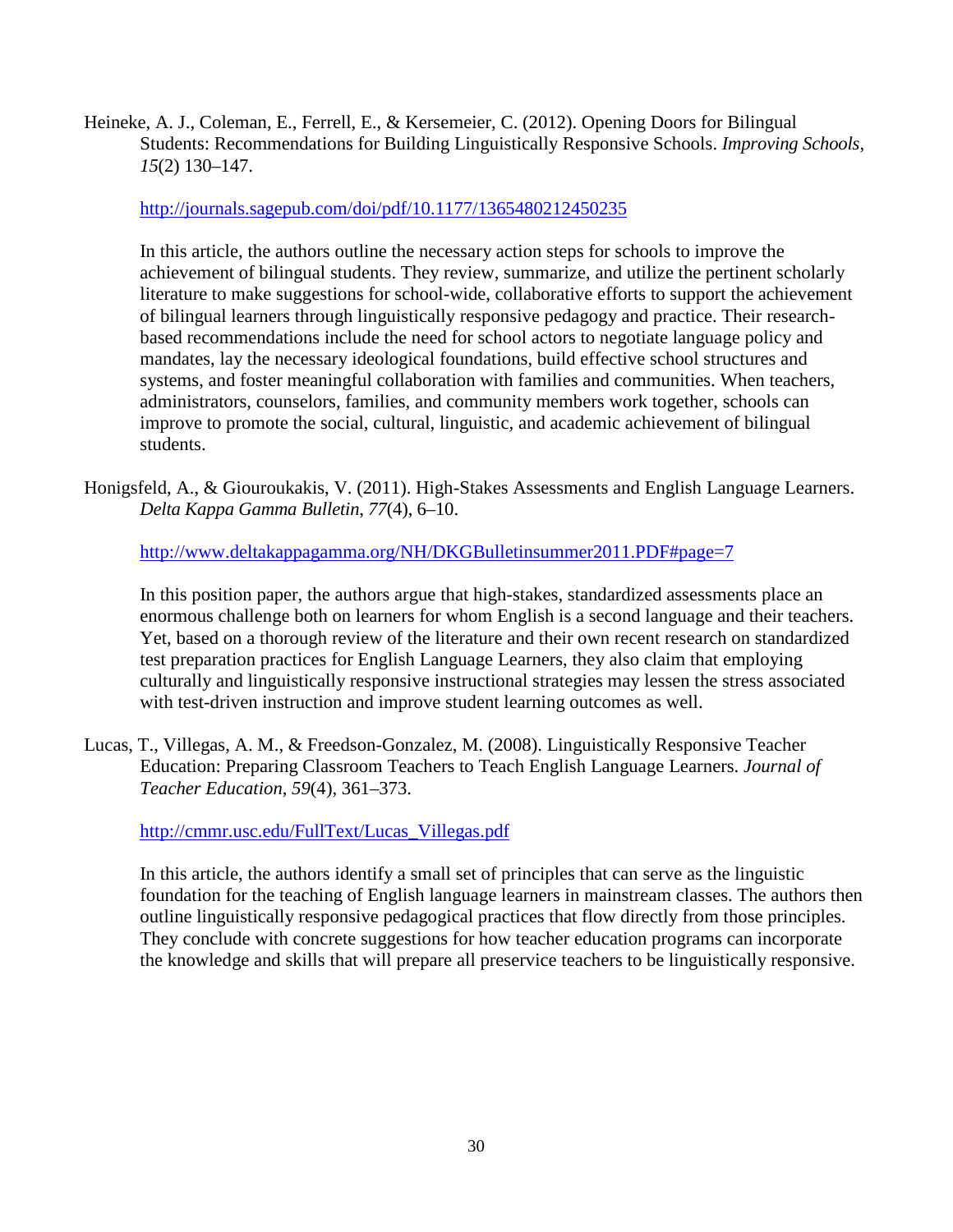Heineke, A. J., Coleman, E., Ferrell, E., & Kersemeier, C. (2012). Opening Doors for Bilingual Students: Recommendations for Building Linguistically Responsive Schools. *Improving Schools*, *15*(2) 130–147.

http://journals.sagepub.com/doi/pdf/10.1177/1365480212450235

In this article, the authors outline the necessary action steps for schools to improve the achievement of bilingual students. They review, summarize, and utilize the pertinent scholarly literature to make suggestions for school-wide, collaborative efforts to support the achievement of bilingual learners through linguistically responsive pedagogy and practice. Their research-based recommendations include the need for school actors to negotiate language policy and mandates, lay the necessary ideological foundations, build effective school structures and systems, and foster meaningful collaboration with families and communities. When teachers, administrators, counselors, families, and community members work together, schools can improve to promote the social, cultural, linguistic, and academic achievement of bilingual students.

Honigsfeld, A., & Giouroukakis, V. (2011). High-Stakes Assessments and English Language Learners. *Delta Kappa Gamma Bulletin*, *77*(4), 6–10.

http://www.deltakappagamma.org/NH/DKGBulletinsummer2011.PDF#page=7

In this position paper, the authors argue that high-stakes, standardized assessments place an enormous challenge both on learners for whom English is a second language and their teachers. Yet, based on a thorough review of the literature and their own recent research on standardized test preparation practices for English Language Learners, they also claim that employing culturally and linguistically responsive instructional strategies may lessen the stress associated with test-driven instruction and improve student learning outcomes as well.

Lucas, T., Villegas, A. M., & Freedson-Gonzalez, M. (2008). Linguistically Responsive Teacher Education: Preparing Classroom Teachers to Teach English Language Learners. *Journal of Teacher Education*, *59*(4), 361–373.

http://cmmr.usc.edu/FullText/Lucas_Villegas.pdf

In this article, the authors identify a small set of principles that can serve as the linguistic foundation for the teaching of English language learners in mainstream classes. The authors then outline linguistically responsive pedagogical practices that flow directly from those principles. They conclude with concrete suggestions for how teacher education programs can incorporate the knowledge and skills that will prepare all preservice teachers to be linguistically responsive.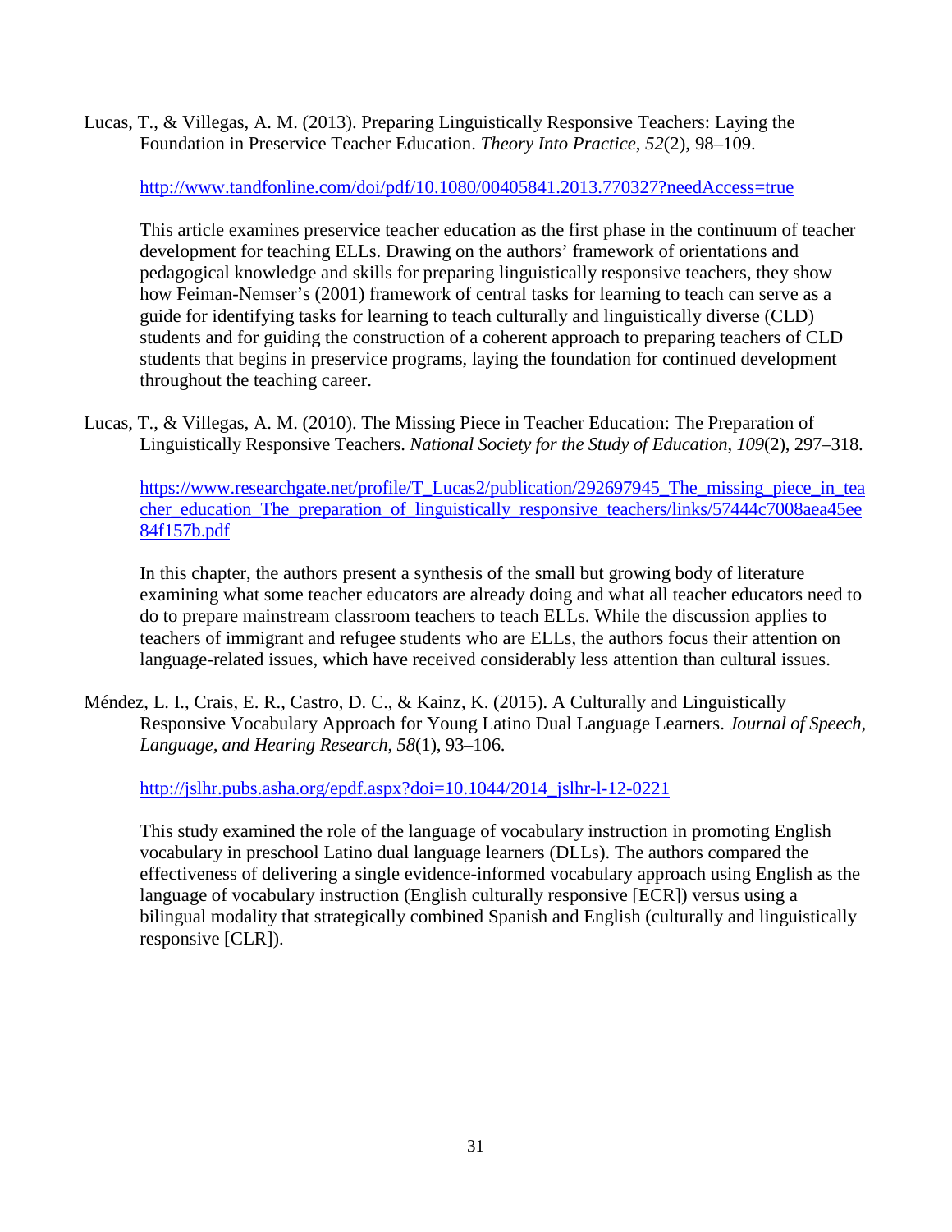Lucas, T., & Villegas, A. M. (2013). Preparing Linguistically Responsive Teachers: Laying the Foundation in Preservice Teacher Education. *Theory Into Practice*, *52*(2), 98–109.

http://www.tandfonline.com/doi/pdf/10.1080/00405841.2013.770327?needAccess=true

This article examines preservice teacher education as the first phase in the continuum of teacher development for teaching ELLs. Drawing on the authors' framework of orientations and pedagogical knowledge and skills for preparing linguistically responsive teachers, they show how Feiman-Nemser's (2001) framework of central tasks for learning to teach can serve as a guide for identifying tasks for learning to teach culturally and linguistically diverse (CLD) students and for guiding the construction of a coherent approach to preparing teachers of CLD students that begins in preservice programs, laying the foundation for continued development throughout the teaching career.

Lucas, T., & Villegas, A. M. (2010). The Missing Piece in Teacher Education: The Preparation of Linguistically Responsive Teachers. *National Society for the Study of Education*, *109*(2), 297–318.

https://www.researchgate.net/profile/T_Lucas2/publication/292697945_The_missing_piece_in_teacher_education_The_preparation_of_linguistically_responsive_teachers/links/57444c7008aea45ee84f157b.pdf

In this chapter, the authors present a synthesis of the small but growing body of literature examining what some teacher educators are already doing and what all teacher educators need to do to prepare mainstream classroom teachers to teach ELLs. While the discussion applies to teachers of immigrant and refugee students who are ELLs, the authors focus their attention on language-related issues, which have received considerably less attention than cultural issues.

Méndez, L. I., Crais, E. R., Castro, D. C., & Kainz, K. (2015). A Culturally and Linguistically Responsive Vocabulary Approach for Young Latino Dual Language Learners. *Journal of Speech, Language, and Hearing Research*, *58*(1), 93–106.

http://jslhr.pubs.asha.org/epdf.aspx?doi=10.1044/2014_jslhr-l-12-0221

This study examined the role of the language of vocabulary instruction in promoting English vocabulary in preschool Latino dual language learners (DLLs). The authors compared the effectiveness of delivering a single evidence-informed vocabulary approach using English as the language of vocabulary instruction (English culturally responsive [ECR]) versus using a bilingual modality that strategically combined Spanish and English (culturally and linguistically responsive [CLR]).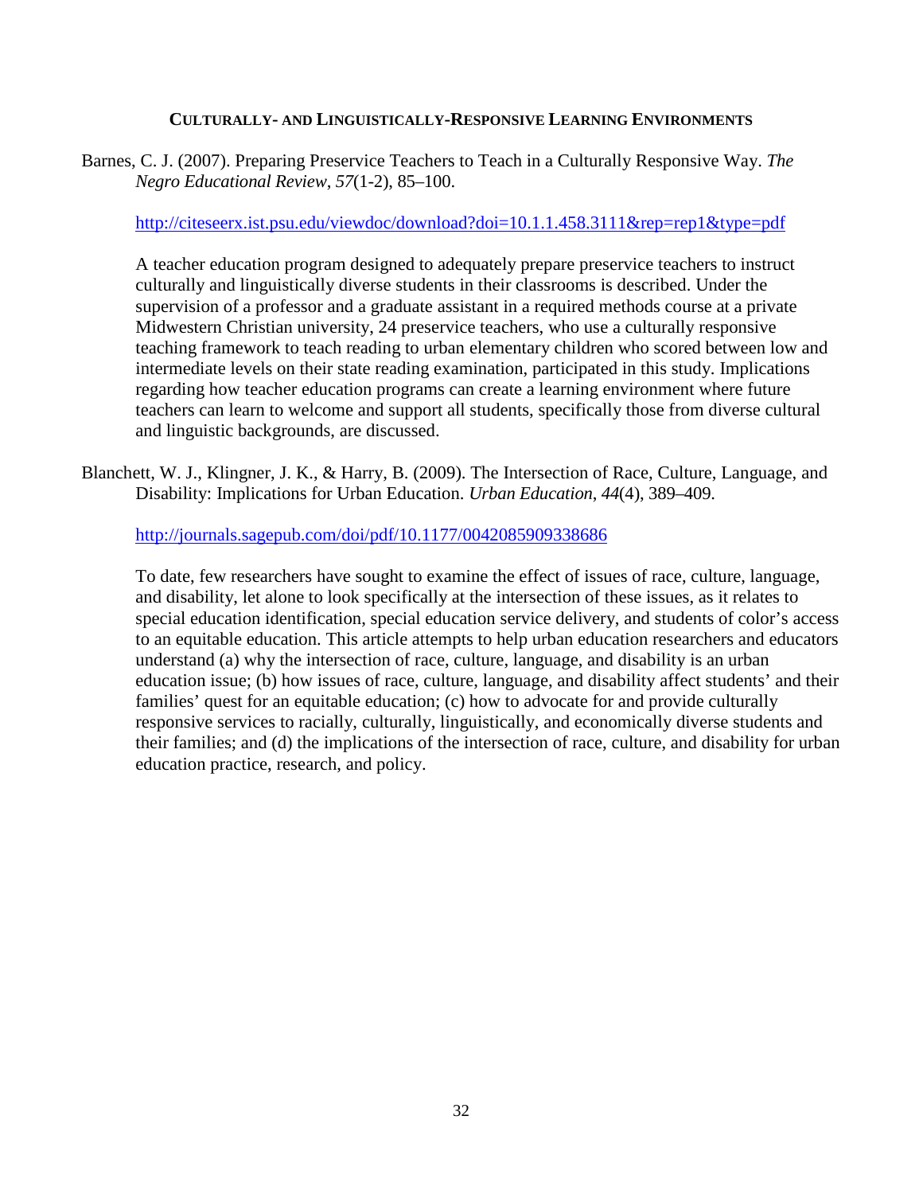## **CULTURALLY- AND LINGUISTICALLY-RESPONSIVE LEARNING ENVIRONMENTS**

Barnes, C. J. (2007). Preparing Preservice Teachers to Teach in a Culturally Responsive Way. *The Negro Educational Review*, *57*(1-2), 85–100.

http://citeseerx.ist.psu.edu/viewdoc/download?doi=10.1.1.458.3111&rep=rep1&type=pdf

A teacher education program designed to adequately prepare preservice teachers to instruct culturally and linguistically diverse students in their classrooms is described. Under the supervision of a professor and a graduate assistant in a required methods course at a private Midwestern Christian university, 24 preservice teachers, who use a culturally responsive teaching framework to teach reading to urban elementary children who scored between low and intermediate levels on their state reading examination, participated in this study. Implications regarding how teacher education programs can create a learning environment where future teachers can learn to welcome and support all students, specifically those from diverse cultural and linguistic backgrounds, are discussed.

Blanchett, W. J., Klingner, J. K., & Harry, B. (2009). The Intersection of Race, Culture, Language, and Disability: Implications for Urban Education. *Urban Education*, *44*(4), 389–409.

http://journals.sagepub.com/doi/pdf/10.1177/0042085909338686

To date, few researchers have sought to examine the effect of issues of race, culture, language, and disability, let alone to look specifically at the intersection of these issues, as it relates to special education identification, special education service delivery, and students of color's access to an equitable education. This article attempts to help urban education researchers and educators understand (a) why the intersection of race, culture, language, and disability is an urban education issue; (b) how issues of race, culture, language, and disability affect students' and their families' quest for an equitable education; (c) how to advocate for and provide culturally responsive services to racially, culturally, linguistically, and economically diverse students and their families; and (d) the implications of the intersection of race, culture, and disability for urban education practice, research, and policy.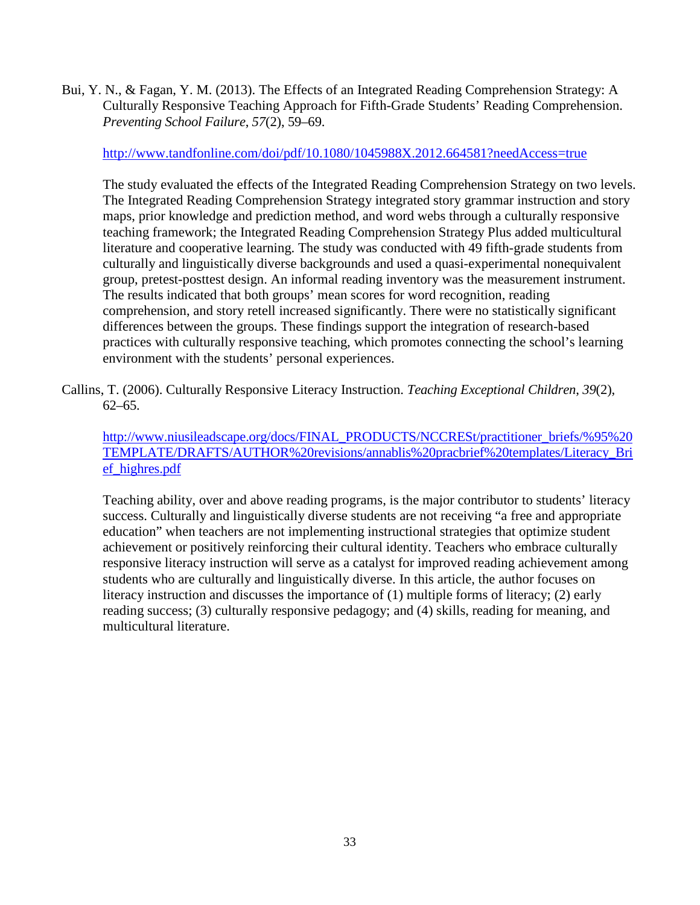Bui, Y. N., & Fagan, Y. M. (2013). The Effects of an Integrated Reading Comprehension Strategy: A Culturally Responsive Teaching Approach for Fifth-Grade Students' Reading Comprehension. *Preventing School Failure*, *57*(2), 59–69.

http://www.tandfonline.com/doi/pdf/10.1080/1045988X.2012.664581?needAccess=true

The study evaluated the effects of the Integrated Reading Comprehension Strategy on two levels. The Integrated Reading Comprehension Strategy integrated story grammar instruction and story maps, prior knowledge and prediction method, and word webs through a culturally responsive teaching framework; the Integrated Reading Comprehension Strategy Plus added multicultural literature and cooperative learning. The study was conducted with 49 fifth-grade students from culturally and linguistically diverse backgrounds and used a quasi-experimental nonequivalent group, pretest-posttest design. An informal reading inventory was the measurement instrument. The results indicated that both groups' mean scores for word recognition, reading comprehension, and story retell increased significantly. There were no statistically significant differences between the groups. These findings support the integration of research-based practices with culturally responsive teaching, which promotes connecting the school's learning environment with the students' personal experiences.

Callins, T. (2006). Culturally Responsive Literacy Instruction. *Teaching Exceptional Children*, *39*(2), 62–65.

http://www.niusileadscape.org/docs/FINAL_PRODUCTS/NCCRESt/practitioner_briefs/%95%20TEMPLATE/DRAFTS/AUTHOR%20revisions/annablis%20pracbrief%20templates/Literacy_Brief_highres.pdf

Teaching ability, over and above reading programs, is the major contributor to students' literacy success. Culturally and linguistically diverse students are not receiving "a free and appropriate education" when teachers are not implementing instructional strategies that optimize student achievement or positively reinforcing their cultural identity. Teachers who embrace culturally responsive literacy instruction will serve as a catalyst for improved reading achievement among students who are culturally and linguistically diverse. In this article, the author focuses on literacy instruction and discusses the importance of (1) multiple forms of literacy; (2) early reading success; (3) culturally responsive pedagogy; and (4) skills, reading for meaning, and multicultural literature.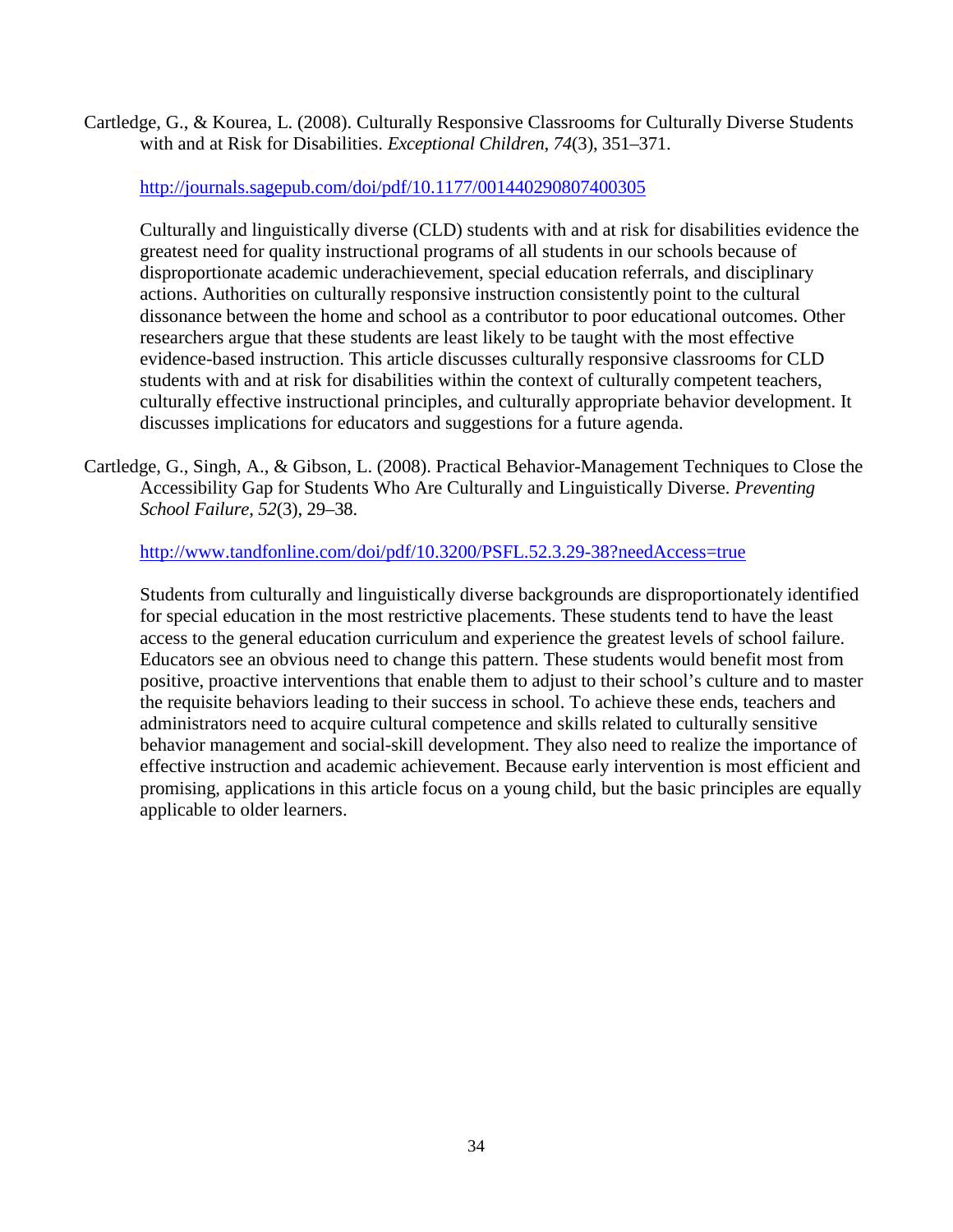Cartledge, G., & Kourea, L. (2008). Culturally Responsive Classrooms for Culturally Diverse Students with and at Risk for Disabilities. *Exceptional Children*, *74*(3), 351–371.

http://journals.sagepub.com/doi/pdf/10.1177/001440290807400305

Culturally and linguistically diverse (CLD) students with and at risk for disabilities evidence the greatest need for quality instructional programs of all students in our schools because of disproportionate academic underachievement, special education referrals, and disciplinary actions. Authorities on culturally responsive instruction consistently point to the cultural dissonance between the home and school as a contributor to poor educational outcomes. Other researchers argue that these students are least likely to be taught with the most effective evidence-based instruction. This article discusses culturally responsive classrooms for CLD students with and at risk for disabilities within the context of culturally competent teachers, culturally effective instructional principles, and culturally appropriate behavior development. It discusses implications for educators and suggestions for a future agenda.

Cartledge, G., Singh, A., & Gibson, L. (2008). Practical Behavior-Management Techniques to Close the Accessibility Gap for Students Who Are Culturally and Linguistically Diverse. *Preventing School Failure*, *52*(3), 29–38.

http://www.tandfonline.com/doi/pdf/10.3200/PSFL.52.3.29-38?needAccess=true

Students from culturally and linguistically diverse backgrounds are disproportionately identified for special education in the most restrictive placements. These students tend to have the least access to the general education curriculum and experience the greatest levels of school failure. Educators see an obvious need to change this pattern. These students would benefit most from positive, proactive interventions that enable them to adjust to their school's culture and to master the requisite behaviors leading to their success in school. To achieve these ends, teachers and administrators need to acquire cultural competence and skills related to culturally sensitive behavior management and social-skill development. They also need to realize the importance of effective instruction and academic achievement. Because early intervention is most efficient and promising, applications in this article focus on a young child, but the basic principles are equally applicable to older learners.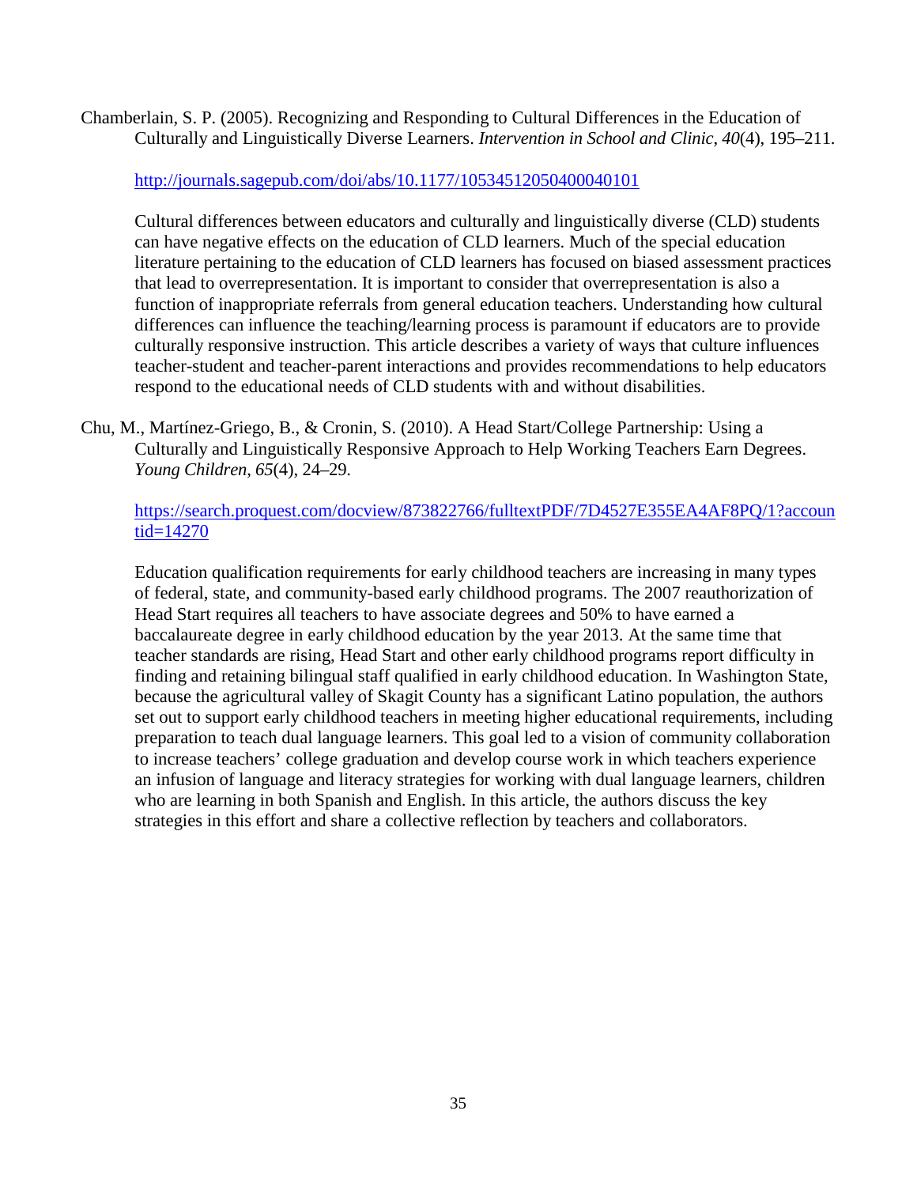Chamberlain, S. P. (2005). Recognizing and Responding to Cultural Differences in the Education of Culturally and Linguistically Diverse Learners. *Intervention in School and Clinic*, *40*(4), 195–211.

http://journals.sagepub.com/doi/abs/10.1177/10534512050400040101

Cultural differences between educators and culturally and linguistically diverse (CLD) students can have negative effects on the education of CLD learners. Much of the special education literature pertaining to the education of CLD learners has focused on biased assessment practices that lead to overrepresentation. It is important to consider that overrepresentation is also a function of inappropriate referrals from general education teachers. Understanding how cultural differences can influence the teaching/learning process is paramount if educators are to provide culturally responsive instruction. This article describes a variety of ways that culture influences teacher-student and teacher-parent interactions and provides recommendations to help educators respond to the educational needs of CLD students with and without disabilities.

Chu, M., Martínez-Griego, B., & Cronin, S. (2010). A Head Start/College Partnership: Using a Culturally and Linguistically Responsive Approach to Help Working Teachers Earn Degrees. *Young Children*, *65*(4), 24–29.

https://search.proquest.com/docview/873822766/fulltextPDF/7D4527E355EA4AF8PQ/1?accountid=14270

Education qualification requirements for early childhood teachers are increasing in many types of federal, state, and community-based early childhood programs. The 2007 reauthorization of Head Start requires all teachers to have associate degrees and 50% to have earned a baccalaureate degree in early childhood education by the year 2013. At the same time that teacher standards are rising, Head Start and other early childhood programs report difficulty in finding and retaining bilingual staff qualified in early childhood education. In Washington State, because the agricultural valley of Skagit County has a significant Latino population, the authors set out to support early childhood teachers in meeting higher educational requirements, including preparation to teach dual language learners. This goal led to a vision of community collaboration to increase teachers' college graduation and develop course work in which teachers experience an infusion of language and literacy strategies for working with dual language learners, children who are learning in both Spanish and English. In this article, the authors discuss the key strategies in this effort and share a collective reflection by teachers and collaborators.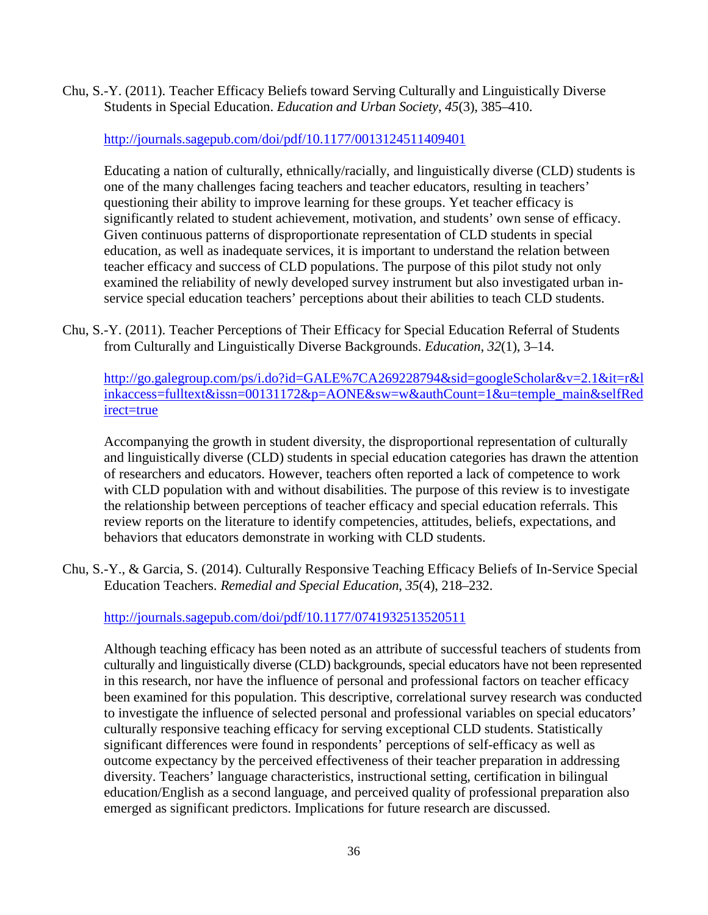Chu, S.-Y. (2011). Teacher Efficacy Beliefs toward Serving Culturally and Linguistically Diverse Students in Special Education. *Education and Urban Society*, *45*(3), 385–410.

http://journals.sagepub.com/doi/pdf/10.1177/0013124511409401

Educating a nation of culturally, ethnically/racially, and linguistically diverse (CLD) students is one of the many challenges facing teachers and teacher educators, resulting in teachers' questioning their ability to improve learning for these groups. Yet teacher efficacy is significantly related to student achievement, motivation, and students' own sense of efficacy. Given continuous patterns of disproportionate representation of CLD students in special education, as well as inadequate services, it is important to understand the relation between teacher efficacy and success of CLD populations. The purpose of this pilot study not only examined the reliability of newly developed survey instrument but also investigated urban in-service special education teachers' perceptions about their abilities to teach CLD students.

Chu, S.-Y. (2011). Teacher Perceptions of Their Efficacy for Special Education Referral of Students from Culturally and Linguistically Diverse Backgrounds. *Education*, *32*(1), 3–14.

http://go.galegroup.com/ps/i.do?id=GALE%7CA269228794&sid=googleScholar&v=2.1&it=r&linkaccess=fulltext&issn=00131172&p=AONE&sw=w&authCount=1&u=temple_main&selfRedirect=true

Accompanying the growth in student diversity, the disproportional representation of culturally and linguistically diverse (CLD) students in special education categories has drawn the attention of researchers and educators. However, teachers often reported a lack of competence to work with CLD population with and without disabilities. The purpose of this review is to investigate the relationship between perceptions of teacher efficacy and special education referrals. This review reports on the literature to identify competencies, attitudes, beliefs, expectations, and behaviors that educators demonstrate in working with CLD students.

Chu, S.-Y., & Garcia, S. (2014). Culturally Responsive Teaching Efficacy Beliefs of In-Service Special Education Teachers. *Remedial and Special Education*, *35*(4), 218–232.

http://journals.sagepub.com/doi/pdf/10.1177/0741932513520511

Although teaching efficacy has been noted as an attribute of successful teachers of students from culturally and linguistically diverse (CLD) backgrounds, special educators have not been represented in this research, nor have the influence of personal and professional factors on teacher efficacy been examined for this population. This descriptive, correlational survey research was conducted to investigate the influence of selected personal and professional variables on special educators' culturally responsive teaching efficacy for serving exceptional CLD students. Statistically significant differences were found in respondents' perceptions of self-efficacy as well as outcome expectancy by the perceived effectiveness of their teacher preparation in addressing diversity. Teachers' language characteristics, instructional setting, certification in bilingual education/English as a second language, and perceived quality of professional preparation also emerged as significant predictors. Implications for future research are discussed.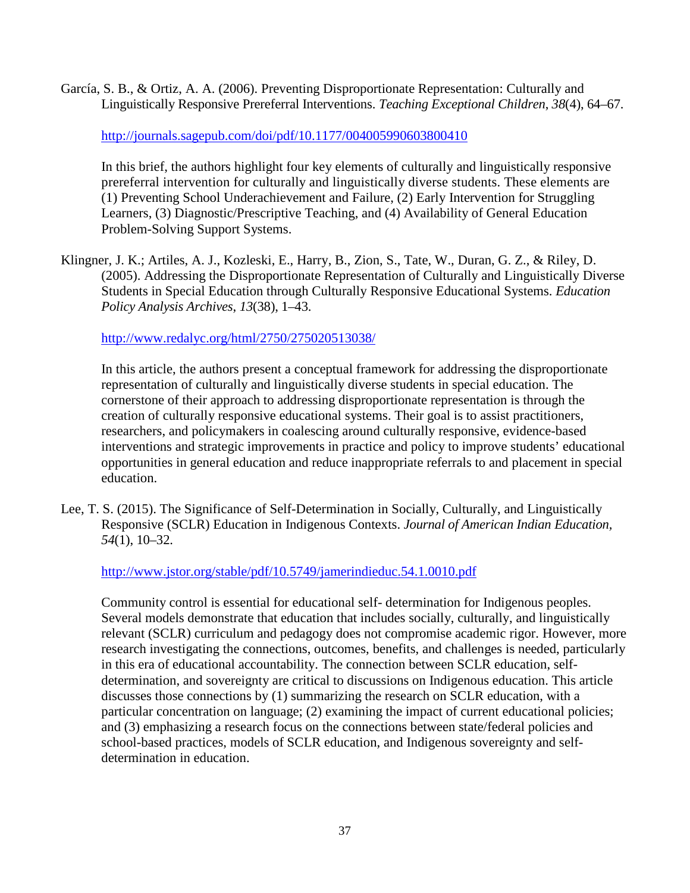García, S. B., & Ortiz, A. A. (2006). Preventing Disproportionate Representation: Culturally and Linguistically Responsive Prereferral Interventions. *Teaching Exceptional Children, 38*(4), 64–67.

http://journals.sagepub.com/doi/pdf/10.1177/004005990603800410

In this brief, the authors highlight four key elements of culturally and linguistically responsive prereferral intervention for culturally and linguistically diverse students. These elements are (1) Preventing School Underachievement and Failure, (2) Early Intervention for Struggling Learners, (3) Diagnostic/Prescriptive Teaching, and (4) Availability of General Education Problem-Solving Support Systems.

Klingner, J. K.; Artiles, A. J., Kozleski, E., Harry, B., Zion, S., Tate, W., Duran, G. Z., & Riley, D. (2005). Addressing the Disproportionate Representation of Culturally and Linguistically Diverse Students in Special Education through Culturally Responsive Educational Systems. *Education Policy Analysis Archives, 13*(38), 1–43.

http://www.redalyc.org/html/2750/275020513038/

In this article, the authors present a conceptual framework for addressing the disproportionate representation of culturally and linguistically diverse students in special education. The cornerstone of their approach to addressing disproportionate representation is through the creation of culturally responsive educational systems. Their goal is to assist practitioners, researchers, and policymakers in coalescing around culturally responsive, evidence-based interventions and strategic improvements in practice and policy to improve students' educational opportunities in general education and reduce inappropriate referrals to and placement in special education.

Lee, T. S. (2015). The Significance of Self-Determination in Socially, Culturally, and Linguistically Responsive (SCLR) Education in Indigenous Contexts. *Journal of American Indian Education, 54*(1), 10–32.

http://www.jstor.org/stable/pdf/10.5749/jamerindieduc.54.1.0010.pdf

Community control is essential for educational self- determination for Indigenous peoples. Several models demonstrate that education that includes socially, culturally, and linguistically relevant (SCLR) curriculum and pedagogy does not compromise academic rigor. However, more research investigating the connections, outcomes, benefits, and challenges is needed, particularly in this era of educational accountability. The connection between SCLR education, self-determination, and sovereignty are critical to discussions on Indigenous education. This article discusses those connections by (1) summarizing the research on SCLR education, with a particular concentration on language; (2) examining the impact of current educational policies; and (3) emphasizing a research focus on the connections between state/federal policies and school-based practices, models of SCLR education, and Indigenous sovereignty and self-determination in education.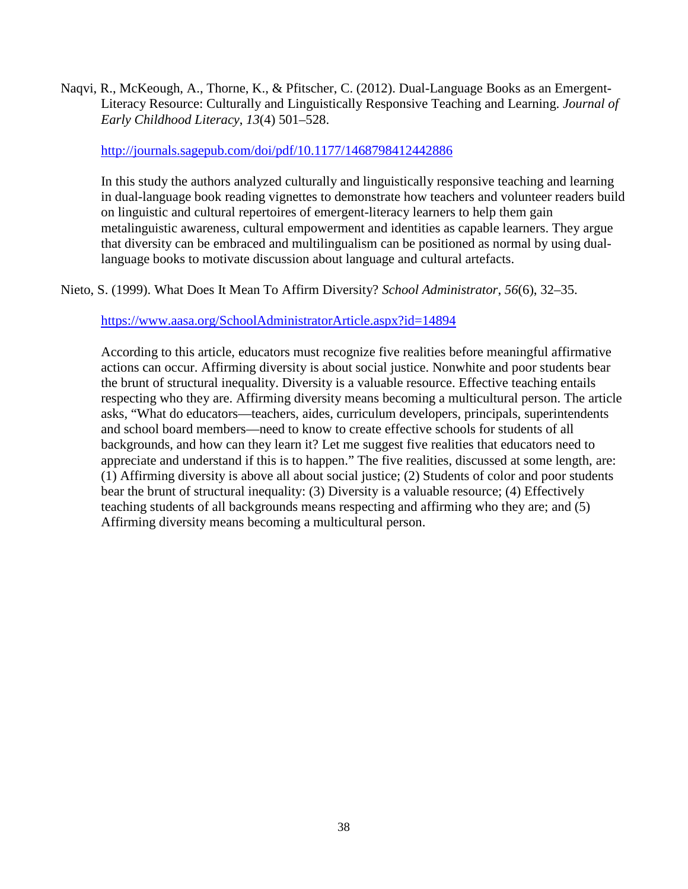Naqvi, R., McKeough, A., Thorne, K., & Pfitscher, C. (2012). Dual-Language Books as an Emergent-Literacy Resource: Culturally and Linguistically Responsive Teaching and Learning. *Journal of Early Childhood Literacy*, *13*(4) 501–528.

http://journals.sagepub.com/doi/pdf/10.1177/1468798412442886

In this study the authors analyzed culturally and linguistically responsive teaching and learning in dual-language book reading vignettes to demonstrate how teachers and volunteer readers build on linguistic and cultural repertoires of emergent-literacy learners to help them gain metalinguistic awareness, cultural empowerment and identities as capable learners. They argue that diversity can be embraced and multilingualism can be positioned as normal by using dual-language books to motivate discussion about language and cultural artefacts.

Nieto, S. (1999). What Does It Mean To Affirm Diversity? *School Administrator*, *56*(6), 32–35.

https://www.aasa.org/SchoolAdministratorArticle.aspx?id=14894

According to this article, educators must recognize five realities before meaningful affirmative actions can occur. Affirming diversity is about social justice. Nonwhite and poor students bear the brunt of structural inequality. Diversity is a valuable resource. Effective teaching entails respecting who they are. Affirming diversity means becoming a multicultural person. The article asks, "What do educators—teachers, aides, curriculum developers, principals, superintendents and school board members—need to know to create effective schools for students of all backgrounds, and how can they learn it? Let me suggest five realities that educators need to appreciate and understand if this is to happen." The five realities, discussed at some length, are: (1) Affirming diversity is above all about social justice; (2) Students of color and poor students bear the brunt of structural inequality: (3) Diversity is a valuable resource; (4) Effectively teaching students of all backgrounds means respecting and affirming who they are; and (5) Affirming diversity means becoming a multicultural person.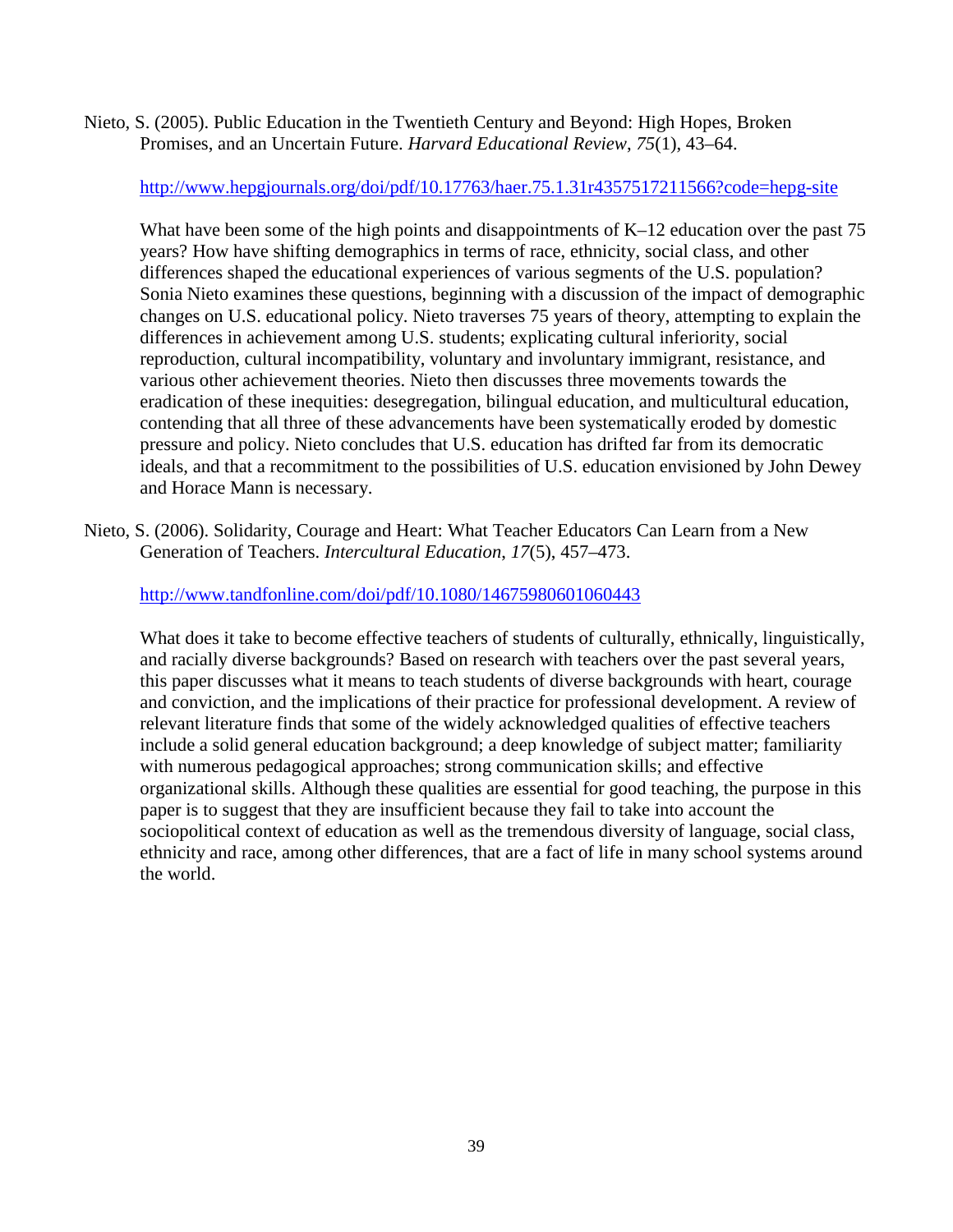Nieto, S. (2005). Public Education in the Twentieth Century and Beyond: High Hopes, Broken Promises, and an Uncertain Future. *Harvard Educational Review*, *75*(1), 43–64.

http://www.hepgjournals.org/doi/pdf/10.17763/haer.75.1.31r4357517211566?code=hepg-site

What have been some of the high points and disappointments of K–12 education over the past 75 years? How have shifting demographics in terms of race, ethnicity, social class, and other differences shaped the educational experiences of various segments of the U.S. population? Sonia Nieto examines these questions, beginning with a discussion of the impact of demographic changes on U.S. educational policy. Nieto traverses 75 years of theory, attempting to explain the differences in achievement among U.S. students; explicating cultural inferiority, social reproduction, cultural incompatibility, voluntary and involuntary immigrant, resistance, and various other achievement theories. Nieto then discusses three movements towards the eradication of these inequities: desegregation, bilingual education, and multicultural education, contending that all three of these advancements have been systematically eroded by domestic pressure and policy. Nieto concludes that U.S. education has drifted far from its democratic ideals, and that a recommitment to the possibilities of U.S. education envisioned by John Dewey and Horace Mann is necessary.

Nieto, S. (2006). Solidarity, Courage and Heart: What Teacher Educators Can Learn from a New Generation of Teachers. *Intercultural Education*, *17*(5), 457–473.

http://www.tandfonline.com/doi/pdf/10.1080/14675980601060443

What does it take to become effective teachers of students of culturally, ethnically, linguistically, and racially diverse backgrounds? Based on research with teachers over the past several years, this paper discusses what it means to teach students of diverse backgrounds with heart, courage and conviction, and the implications of their practice for professional development. A review of relevant literature finds that some of the widely acknowledged qualities of effective teachers include a solid general education background; a deep knowledge of subject matter; familiarity with numerous pedagogical approaches; strong communication skills; and effective organizational skills. Although these qualities are essential for good teaching, the purpose in this paper is to suggest that they are insufficient because they fail to take into account the sociopolitical context of education as well as the tremendous diversity of language, social class, ethnicity and race, among other differences, that are a fact of life in many school systems around the world.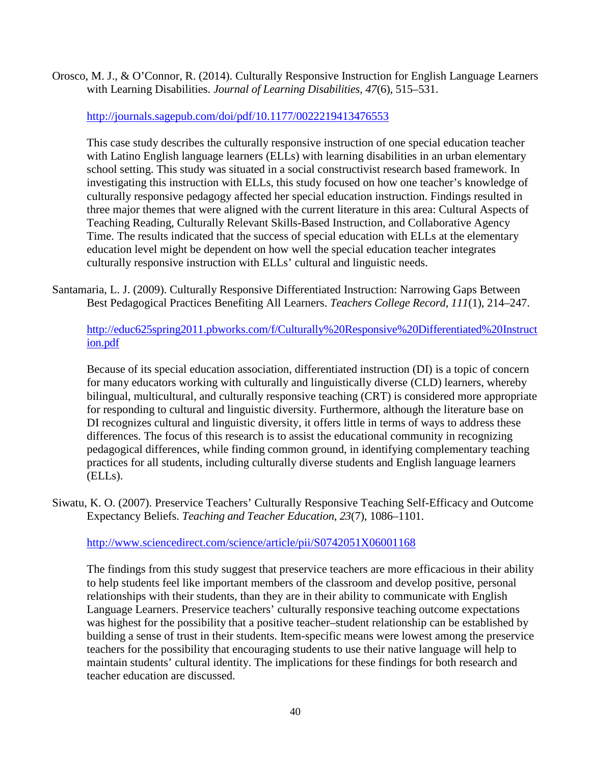Orosco, M. J., & O'Connor, R. (2014). Culturally Responsive Instruction for English Language Learners with Learning Disabilities. *Journal of Learning Disabilities, 47*(6), 515–531.

http://journals.sagepub.com/doi/pdf/10.1177/0022219413476553

This case study describes the culturally responsive instruction of one special education teacher with Latino English language learners (ELLs) with learning disabilities in an urban elementary school setting. This study was situated in a social constructivist research based framework. In investigating this instruction with ELLs, this study focused on how one teacher's knowledge of culturally responsive pedagogy affected her special education instruction. Findings resulted in three major themes that were aligned with the current literature in this area: Cultural Aspects of Teaching Reading, Culturally Relevant Skills-Based Instruction, and Collaborative Agency Time. The results indicated that the success of special education with ELLs at the elementary education level might be dependent on how well the special education teacher integrates culturally responsive instruction with ELLs' cultural and linguistic needs.

Santamaria, L. J. (2009). Culturally Responsive Differentiated Instruction: Narrowing Gaps Between Best Pedagogical Practices Benefiting All Learners. *Teachers College Record, 111*(1), 214–247.

http://educ625spring2011.pbworks.com/f/Culturally%20Responsive%20Differentiated%20Instruction.pdf

Because of its special education association, differentiated instruction (DI) is a topic of concern for many educators working with culturally and linguistically diverse (CLD) learners, whereby bilingual, multicultural, and culturally responsive teaching (CRT) is considered more appropriate for responding to cultural and linguistic diversity. Furthermore, although the literature base on DI recognizes cultural and linguistic diversity, it offers little in terms of ways to address these differences. The focus of this research is to assist the educational community in recognizing pedagogical differences, while finding common ground, in identifying complementary teaching practices for all students, including culturally diverse students and English language learners (ELLs).

Siwatu, K. O. (2007). Preservice Teachers' Culturally Responsive Teaching Self-Efficacy and Outcome Expectancy Beliefs. *Teaching and Teacher Education, 23*(7), 1086–1101.

http://www.sciencedirect.com/science/article/pii/S0742051X06001168

The findings from this study suggest that preservice teachers are more efficacious in their ability to help students feel like important members of the classroom and develop positive, personal relationships with their students, than they are in their ability to communicate with English Language Learners. Preservice teachers' culturally responsive teaching outcome expectations was highest for the possibility that a positive teacher–student relationship can be established by building a sense of trust in their students. Item-specific means were lowest among the preservice teachers for the possibility that encouraging students to use their native language will help to maintain students' cultural identity. The implications for these findings for both research and teacher education are discussed.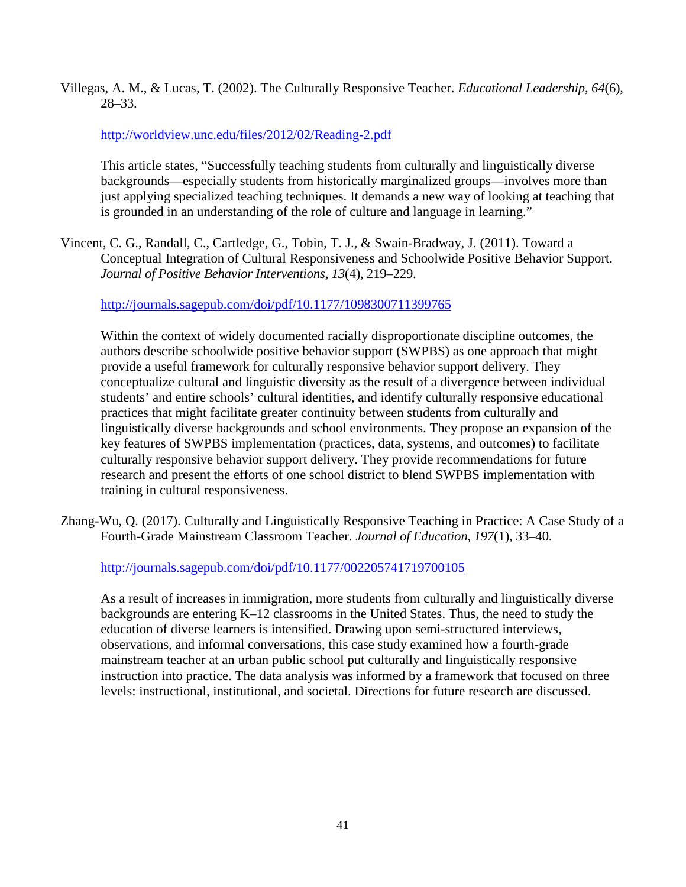Villegas, A. M., & Lucas, T. (2002). The Culturally Responsive Teacher. *Educational Leadership*, *64*(6), 28–33.

http://worldview.unc.edu/files/2012/02/Reading-2.pdf

This article states, "Successfully teaching students from culturally and linguistically diverse backgrounds—especially students from historically marginalized groups—involves more than just applying specialized teaching techniques. It demands a new way of looking at teaching that is grounded in an understanding of the role of culture and language in learning."

Vincent, C. G., Randall, C., Cartledge, G., Tobin, T. J., & Swain-Bradway, J. (2011). Toward a Conceptual Integration of Cultural Responsiveness and Schoolwide Positive Behavior Support. *Journal of Positive Behavior Interventions*, *13*(4), 219–229.

http://journals.sagepub.com/doi/pdf/10.1177/1098300711399765

Within the context of widely documented racially disproportionate discipline outcomes, the authors describe schoolwide positive behavior support (SWPBS) as one approach that might provide a useful framework for culturally responsive behavior support delivery. They conceptualize cultural and linguistic diversity as the result of a divergence between individual students' and entire schools' cultural identities, and identify culturally responsive educational practices that might facilitate greater continuity between students from culturally and linguistically diverse backgrounds and school environments. They propose an expansion of the key features of SWPBS implementation (practices, data, systems, and outcomes) to facilitate culturally responsive behavior support delivery. They provide recommendations for future research and present the efforts of one school district to blend SWPBS implementation with training in cultural responsiveness.

Zhang-Wu, Q. (2017). Culturally and Linguistically Responsive Teaching in Practice: A Case Study of a Fourth-Grade Mainstream Classroom Teacher. *Journal of Education*, *197*(1), 33–40.

http://journals.sagepub.com/doi/pdf/10.1177/002205741719700105

As a result of increases in immigration, more students from culturally and linguistically diverse backgrounds are entering K–12 classrooms in the United States. Thus, the need to study the education of diverse learners is intensified. Drawing upon semi-structured interviews, observations, and informal conversations, this case study examined how a fourth-grade mainstream teacher at an urban public school put culturally and linguistically responsive instruction into practice. The data analysis was informed by a framework that focused on three levels: instructional, institutional, and societal. Directions for future research are discussed.